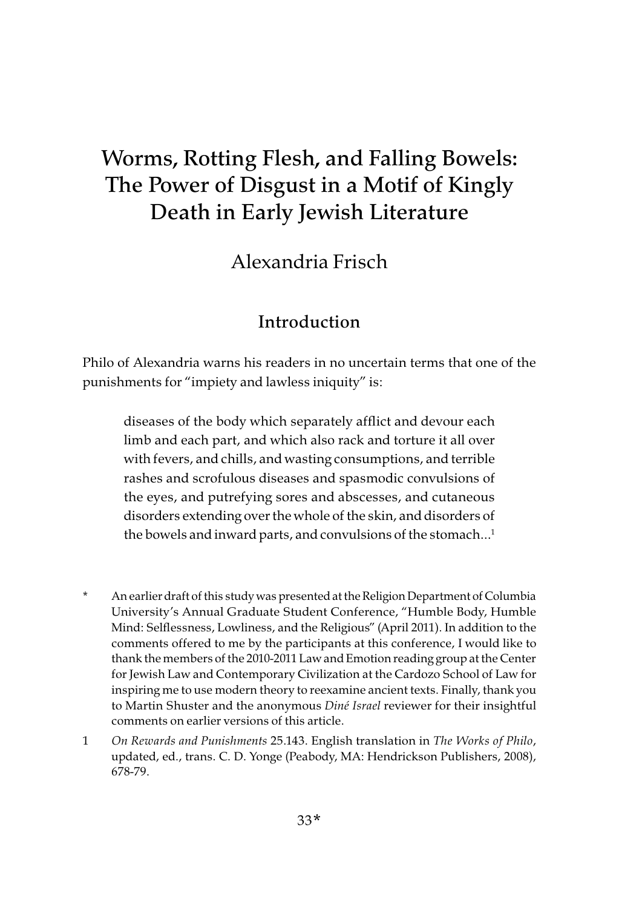# Worms, Rotting Flesh, and Falling Bowels: The Power of Disgust in a Motif of Kingly Death in Early Jewish Literature

Alexandria Frisch

## Introduction

Philo of Alexandria warns his readers in no uncertain terms that one of the punishments for "impiety and lawless iniquity" is:

> diseases of the body which separately afflict and devour each limb and each part, and which also rack and torture it all over with fevers, and chills, and wasting consumptions, and terrible rashes and scrofulous diseases and spasmodic convulsions of the eyes, and putrefying sores and abscesses, and cutaneous disorders extending over the whole of the skin, and disorders of the bowels and inward parts, and convulsions of the stomach...[1]

---

\* An earlier draft of this study was presented at the Religion Department of Columbia University's Annual Graduate Student Conference, "Humble Body, Humble Mind: Selflessness, Lowliness, and the Religious" (April 2011). In addition to the comments offered to me by the participants at this conference, I would like to thank the members of the 2010-2011 Law and Emotion reading group at the Center for Jewish Law and Contemporary Civilization at the Cardozo School of Law for inspiring me to use modern theory to reexamine ancient texts. Finally, thank you to Martin Shuster and the anonymous *Diné Israel* reviewer for their insightful comments on earlier versions of this article.

1 *On Rewards and Punishments* 25.143. English translation in *The Works of Philo*, updated, ed., trans. C. D. Yonge (Peabody, MA: Hendrickson Publishers, 2008), 678-79.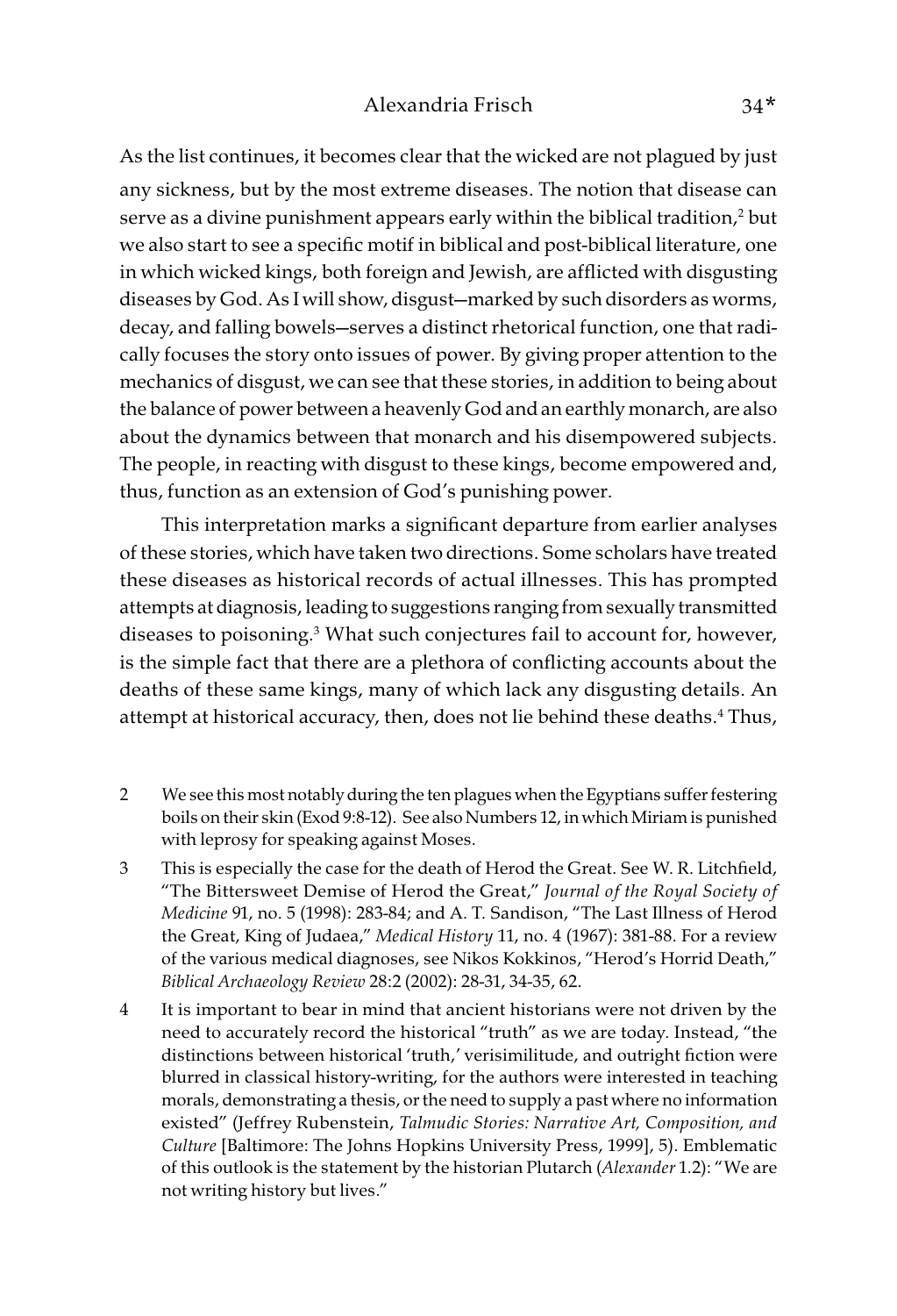As the list continues, it becomes clear that the wicked are not plagued by just any sickness, but by the most extreme diseases. The notion that disease can serve as a divine punishment appears early within the biblical tradition,[2] but we also start to see a specific motif in biblical and post-biblical literature, one in which wicked kings, both foreign and Jewish, are afflicted with disgusting diseases by God. As I will show, disgust—marked by such disorders as worms, decay, and falling bowels—serves a distinct rhetorical function, one that radically focuses the story onto issues of power. By giving proper attention to the mechanics of disgust, we can see that these stories, in addition to being about the balance of power between a heavenly God and an earthly monarch, are also about the dynamics between that monarch and his disempowered subjects. The people, in reacting with disgust to these kings, become empowered and, thus, function as an extension of God's punishing power.

This interpretation marks a significant departure from earlier analyses of these stories, which have taken two directions. Some scholars have treated these diseases as historical records of actual illnesses. This has prompted attempts at diagnosis, leading to suggestions ranging from sexually transmitted diseases to poisoning.[3] What such conjectures fail to account for, however, is the simple fact that there are a plethora of conflicting accounts about the deaths of these same kings, many of which lack any disgusting details. An attempt at historical accuracy, then, does not lie behind these deaths.[4] Thus,

2 We see this most notably during the ten plagues when the Egyptians suffer festering boils on their skin (Exod 9:8-12). See also Numbers 12, in which Miriam is punished with leprosy for speaking against Moses.

3 This is especially the case for the death of Herod the Great. See W. R. Litchfield, "The Bittersweet Demise of Herod the Great," *Journal of the Royal Society of Medicine* 91, no. 5 (1998): 283-84; and A. T. Sandison, "The Last Illness of Herod the Great, King of Judaea," *Medical History* 11, no. 4 (1967): 381-88. For a review of the various medical diagnoses, see Nikos Kokkinos, "Herod's Horrid Death," *Biblical Archaeology Review* 28:2 (2002): 28-31, 34-35, 62.

4 It is important to bear in mind that ancient historians were not driven by the need to accurately record the historical "truth" as we are today. Instead, "the distinctions between historical 'truth,' verisimilitude, and outright fiction were blurred in classical history-writing, for the authors were interested in teaching morals, demonstrating a thesis, or the need to supply a past where no information existed" (Jeffrey Rubenstein, *Talmudic Stories: Narrative Art, Composition, and Culture* [Baltimore: The Johns Hopkins University Press, 1999], 5). Emblematic of this outlook is the statement by the historian Plutarch (*Alexander* 1.2): "We are not writing history but lives."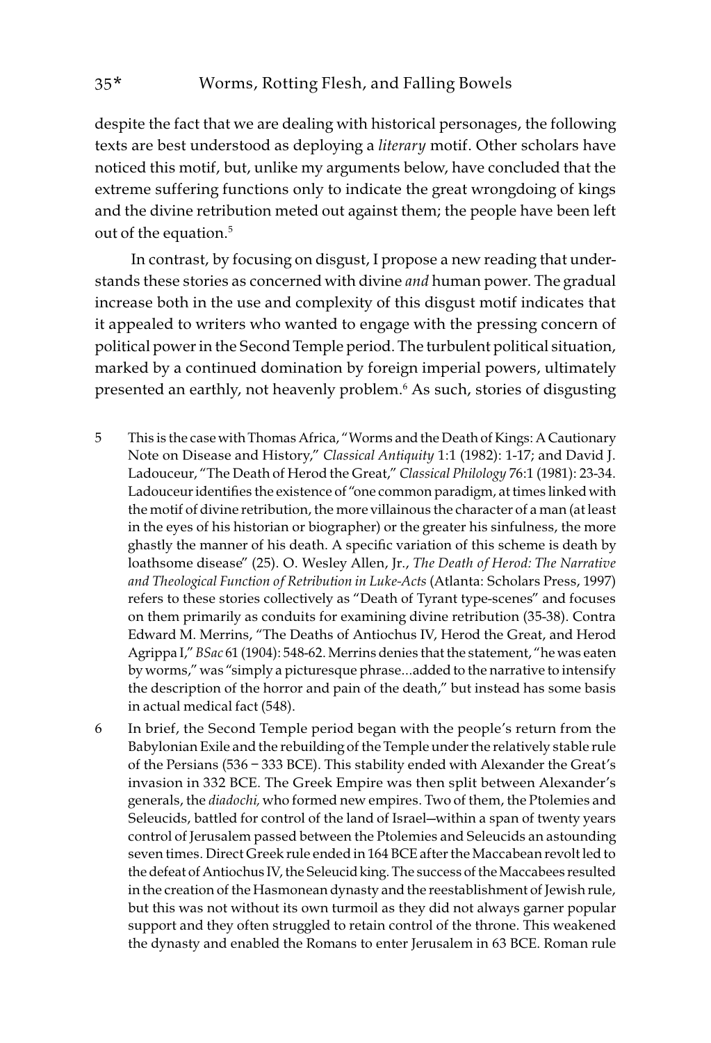despite the fact that we are dealing with historical personages, the following texts are best understood as deploying a *literary* motif. Other scholars have noticed this motif, but, unlike my arguments below, have concluded that the extreme suffering functions only to indicate the great wrongdoing of kings and the divine retribution meted out against them; the people have been left out of the equation.[5]

In contrast, by focusing on disgust, I propose a new reading that understands these stories as concerned with divine *and* human power. The gradual increase both in the use and complexity of this disgust motif indicates that it appealed to writers who wanted to engage with the pressing concern of political power in the Second Temple period. The turbulent political situation, marked by a continued domination by foreign imperial powers, ultimately presented an earthly, not heavenly problem.[6] As such, stories of disgusting

5 This is the case with Thomas Africa, "Worms and the Death of Kings: A Cautionary Note on Disease and History," *Classical Antiquity* 1:1 (1982): 1-17; and David J. Ladouceur, "The Death of Herod the Great," *Classical Philology* 76:1 (1981): 23-34. Ladouceur identifies the existence of "one common paradigm, at times linked with the motif of divine retribution, the more villainous the character of a man (at least in the eyes of his historian or biographer) or the greater his sinfulness, the more ghastly the manner of his death. A specific variation of this scheme is death by loathsome disease" (25). O. Wesley Allen, Jr., *The Death of Herod: The Narrative and Theological Function of Retribution in Luke-Acts* (Atlanta: Scholars Press, 1997) refers to these stories collectively as "Death of Tyrant type-scenes" and focuses on them primarily as conduits for examining divine retribution (35-38). Contra Edward M. Merrins, "The Deaths of Antiochus IV, Herod the Great, and Herod Agrippa I," *BSac* 61 (1904): 548-62. Merrins denies that the statement, "he was eaten by worms," was "simply a picturesque phrase...added to the narrative to intensify the description of the horror and pain of the death," but instead has some basis in actual medical fact (548).

6 In brief, the Second Temple period began with the people's return from the Babylonian Exile and the rebuilding of the Temple under the relatively stable rule of the Persians (536 – 333 BCE). This stability ended with Alexander the Great's invasion in 332 BCE. The Greek Empire was then split between Alexander's generals, the *diadochi,* who formed new empires. Two of them, the Ptolemies and Seleucids, battled for control of the land of Israel—within a span of twenty years control of Jerusalem passed between the Ptolemies and Seleucids an astounding seven times. Direct Greek rule ended in 164 BCE after the Maccabean revolt led to the defeat of Antiochus IV, the Seleucid king. The success of the Maccabees resulted in the creation of the Hasmonean dynasty and the reestablishment of Jewish rule, but this was not without its own turmoil as they did not always garner popular support and they often struggled to retain control of the throne. This weakened the dynasty and enabled the Romans to enter Jerusalem in 63 BCE. Roman rule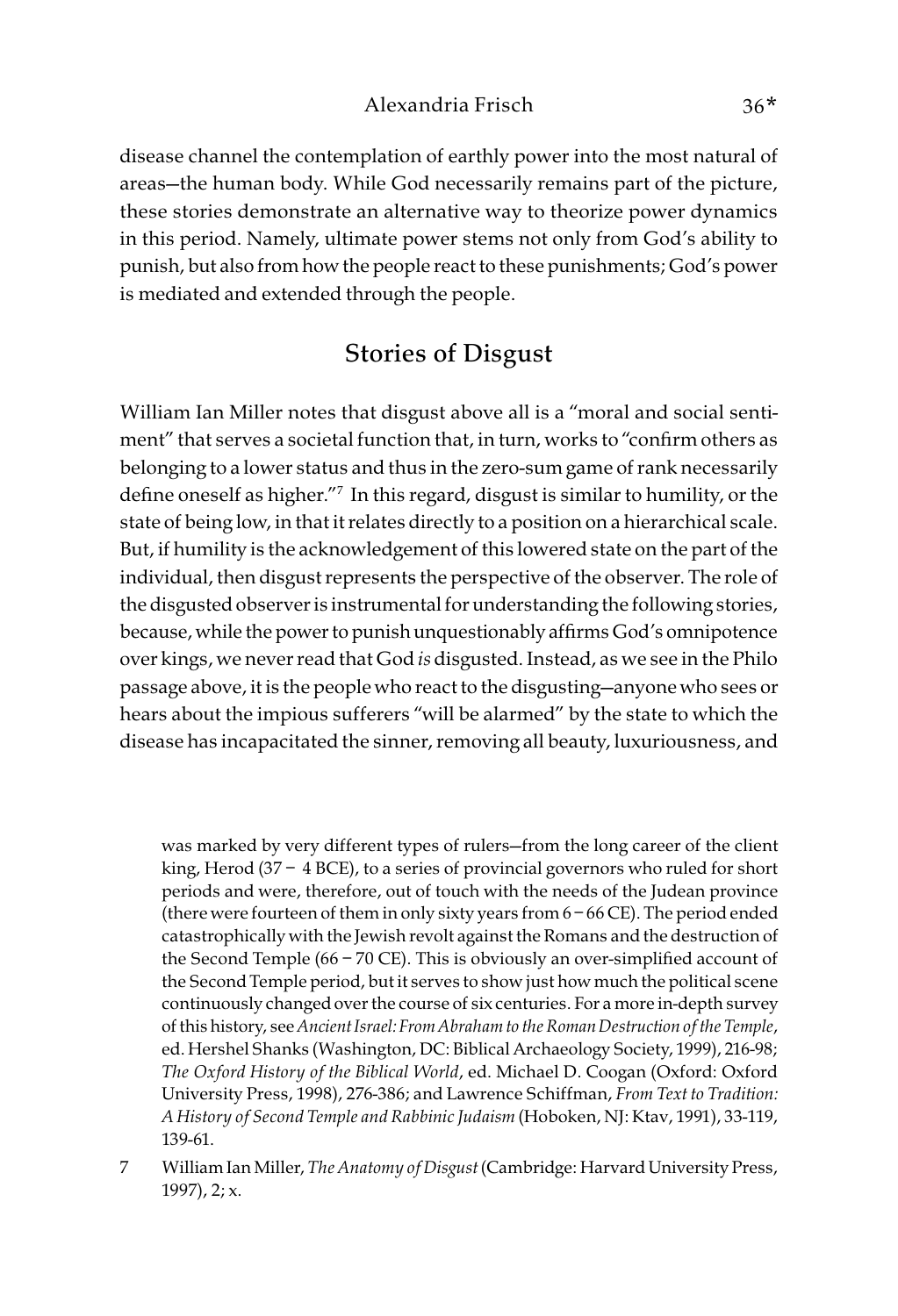disease channel the contemplation of earthly power into the most natural of areas—the human body. While God necessarily remains part of the picture, these stories demonstrate an alternative way to theorize power dynamics in this period. Namely, ultimate power stems not only from God's ability to punish, but also from how the people react to these punishments; God's power is mediated and extended through the people.

## Stories of Disgust

William Ian Miller notes that disgust above all is a "moral and social sentiment" that serves a societal function that, in turn, works to "confirm others as belonging to a lower status and thus in the zero-sum game of rank necessarily define oneself as higher."[7] In this regard, disgust is similar to humility, or the state of being low, in that it relates directly to a position on a hierarchical scale. But, if humility is the acknowledgement of this lowered state on the part of the individual, then disgust represents the perspective of the observer. The role of the disgusted observer is instrumental for understanding the following stories, because, while the power to punish unquestionably affirms God's omnipotence over kings, we never read that God *is* disgusted. Instead, as we see in the Philo passage above, it is the people who react to the disgusting—anyone who sees or hears about the impious sufferers "will be alarmed" by the state to which the disease has incapacitated the sinner, removing all beauty, luxuriousness, and

was marked by very different types of rulers—from the long career of the client king, Herod (37 – 4 BCE), to a series of provincial governors who ruled for short periods and were, therefore, out of touch with the needs of the Judean province (there were fourteen of them in only sixty years from 6 – 66 CE). The period ended catastrophically with the Jewish revolt against the Romans and the destruction of the Second Temple (66 – 70 CE). This is obviously an over-simplified account of the Second Temple period, but it serves to show just how much the political scene continuously changed over the course of six centuries. For a more in-depth survey of this history, see *Ancient Israel: From Abraham to the Roman Destruction of the Temple*, ed. Hershel Shanks (Washington, DC: Biblical Archaeology Society, 1999), 216-98; *The Oxford History of the Biblical World*, ed. Michael D. Coogan (Oxford: Oxford University Press, 1998), 276-386; and Lawrence Schiffman, *From Text to Tradition: A History of Second Temple and Rabbinic Judaism* (Hoboken, NJ: Ktav, 1991), 33-119, 139-61.

7 William Ian Miller, *The Anatomy of Disgust* (Cambridge: Harvard University Press, 1997), 2; x.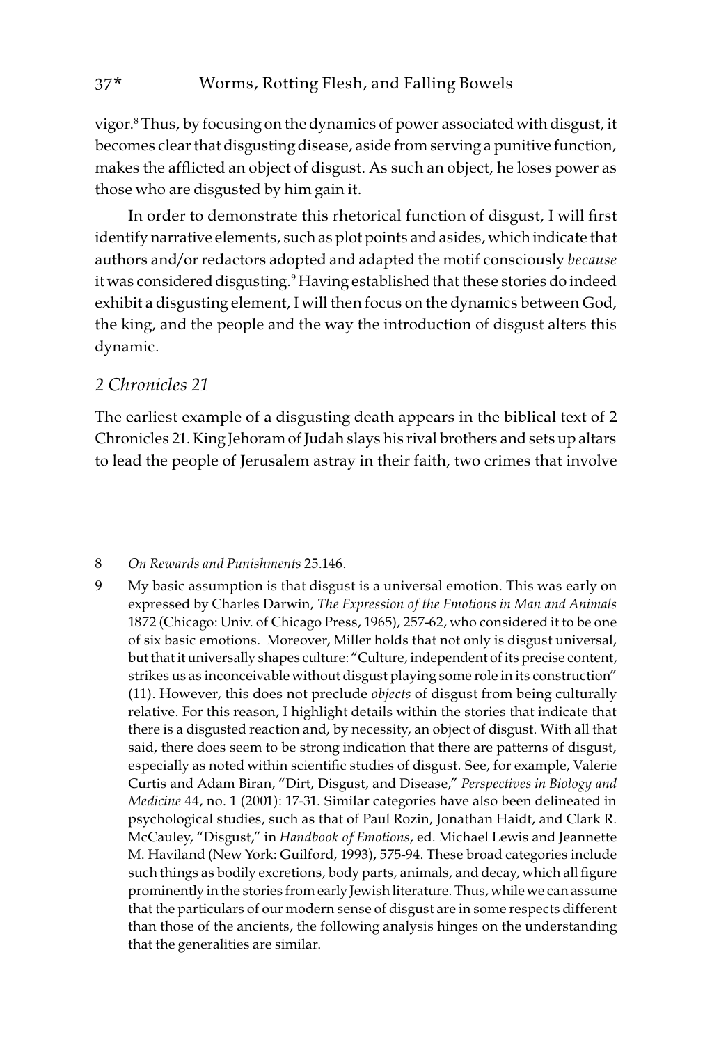vigor.[8] Thus, by focusing on the dynamics of power associated with disgust, it becomes clear that disgusting disease, aside from serving a punitive function, makes the afflicted an object of disgust. As such an object, he loses power as those who are disgusted by him gain it.

In order to demonstrate this rhetorical function of disgust, I will first identify narrative elements, such as plot points and asides, which indicate that authors and/or redactors adopted and adapted the motif consciously *because* it was considered disgusting.[9] Having established that these stories do indeed exhibit a disgusting element, I will then focus on the dynamics between God, the king, and the people and the way the introduction of disgust alters this dynamic.

## *2 Chronicles 21*

The earliest example of a disgusting death appears in the biblical text of 2 Chronicles 21. King Jehoram of Judah slays his rival brothers and sets up altars to lead the people of Jerusalem astray in their faith, two crimes that involve

---

8 *On Rewards and Punishments* 25.146.

9 My basic assumption is that disgust is a universal emotion. This was early on expressed by Charles Darwin, *The Expression of the Emotions in Man and Animals* 1872 (Chicago: Univ. of Chicago Press, 1965), 257-62, who considered it to be one of six basic emotions. Moreover, Miller holds that not only is disgust universal, but that it universally shapes culture: "Culture, independent of its precise content, strikes us as inconceivable without disgust playing some role in its construction" (11). However, this does not preclude *objects* of disgust from being culturally relative. For this reason, I highlight details within the stories that indicate that there is a disgusted reaction and, by necessity, an object of disgust. With all that said, there does seem to be strong indication that there are patterns of disgust, especially as noted within scientific studies of disgust. See, for example, Valerie Curtis and Adam Biran, "Dirt, Disgust, and Disease," *Perspectives in Biology and Medicine* 44, no. 1 (2001): 17-31. Similar categories have also been delineated in psychological studies, such as that of Paul Rozin, Jonathan Haidt, and Clark R. McCauley, "Disgust," in *Handbook of Emotions*, ed. Michael Lewis and Jeannette M. Haviland (New York: Guilford, 1993), 575-94. These broad categories include such things as bodily excretions, body parts, animals, and decay, which all figure prominently in the stories from early Jewish literature. Thus, while we can assume that the particulars of our modern sense of disgust are in some respects different than those of the ancients, the following analysis hinges on the understanding that the generalities are similar.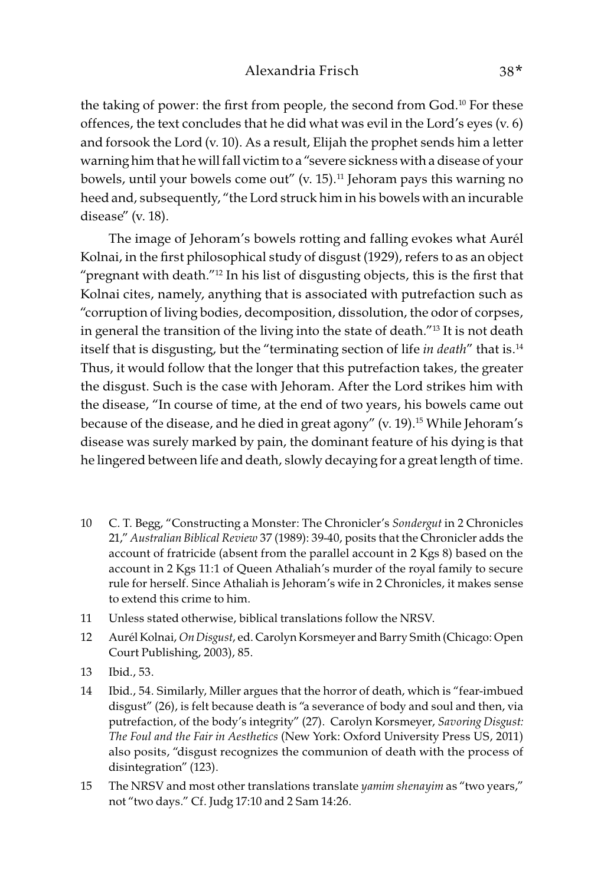the taking of power: the first from people, the second from God.[10] For these offences, the text concludes that he did what was evil in the Lord's eyes (v. 6) and forsook the Lord (v. 10). As a result, Elijah the prophet sends him a letter warning him that he will fall victim to a "severe sickness with a disease of your bowels, until your bowels come out" (v. 15).[11] Jehoram pays this warning no heed and, subsequently, "the Lord struck him in his bowels with an incurable disease" (v. 18).

The image of Jehoram's bowels rotting and falling evokes what Aurél Kolnai, in the first philosophical study of disgust (1929), refers to as an object "pregnant with death."[12] In his list of disgusting objects, this is the first that Kolnai cites, namely, anything that is associated with putrefaction such as "corruption of living bodies, decomposition, dissolution, the odor of corpses, in general the transition of the living into the state of death."[13] It is not death itself that is disgusting, but the "terminating section of life *in death*" that is.[14] Thus, it would follow that the longer that this putrefaction takes, the greater the disgust. Such is the case with Jehoram. After the Lord strikes him with the disease, "In course of time, at the end of two years, his bowels came out because of the disease, and he died in great agony" (v. 19).[15] While Jehoram's disease was surely marked by pain, the dominant feature of his dying is that he lingered between life and death, slowly decaying for a great length of time.

10 C. T. Begg, "Constructing a Monster: The Chronicler's *Sondergut* in 2 Chronicles 21," *Australian Biblical Review* 37 (1989): 39-40, posits that the Chronicler adds the account of fratricide (absent from the parallel account in 2 Kgs 8) based on the account in 2 Kgs 11:1 of Queen Athaliah's murder of the royal family to secure rule for herself. Since Athaliah is Jehoram's wife in 2 Chronicles, it makes sense to extend this crime to him.

11 Unless stated otherwise, biblical translations follow the NRSV.

12 Aurél Kolnai, *On Disgust*, ed. Carolyn Korsmeyer and Barry Smith (Chicago: Open Court Publishing, 2003), 85.

13 Ibid., 53.

14 Ibid., 54. Similarly, Miller argues that the horror of death, which is "fear-imbued disgust" (26), is felt because death is "a severance of body and soul and then, via putrefaction, of the body's integrity" (27). Carolyn Korsmeyer, *Savoring Disgust: The Foul and the Fair in Aesthetics* (New York: Oxford University Press US, 2011) also posits, "disgust recognizes the communion of death with the process of disintegration" (123).

15 The NRSV and most other translations translate *yamim shenayim* as "two years," not "two days." Cf. Judg 17:10 and 2 Sam 14:26.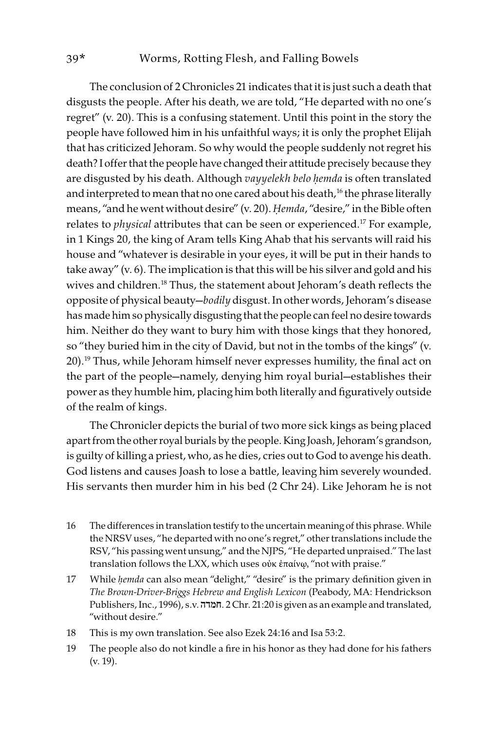The conclusion of 2 Chronicles 21 indicates that it is just such a death that disgusts the people. After his death, we are told, "He departed with no one's regret" (v. 20). This is a confusing statement. Until this point in the story the people have followed him in his unfaithful ways; it is only the prophet Elijah that has criticized Jehoram. So why would the people suddenly not regret his death? I offer that the people have changed their attitude precisely because they are disgusted by his death. Although *vayyelekh belo ḥemda* is often translated and interpreted to mean that no one cared about his death,[16] the phrase literally means, "and he went without desire" (v. 20). *Ḥemda*, "desire," in the Bible often relates to *physical* attributes that can be seen or experienced.[17] For example, in 1 Kings 20, the king of Aram tells King Ahab that his servants will raid his house and "whatever is desirable in your eyes, it will be put in their hands to take away" (v. 6). The implication is that this will be his silver and gold and his wives and children.[18] Thus, the statement about Jehoram's death reflects the opposite of physical beauty—*bodily* disgust. In other words, Jehoram's disease has made him so physically disgusting that the people can feel no desire towards him. Neither do they want to bury him with those kings that they honored, so "they buried him in the city of David, but not in the tombs of the kings" (v. 20).[19] Thus, while Jehoram himself never expresses humility, the final act on the part of the people—namely, denying him royal burial—establishes their power as they humble him, placing him both literally and figuratively outside of the realm of kings.

The Chronicler depicts the burial of two more sick kings as being placed apart from the other royal burials by the people. King Joash, Jehoram's grandson, is guilty of killing a priest, who, as he dies, cries out to God to avenge his death. God listens and causes Joash to lose a battle, leaving him severely wounded. His servants then murder him in his bed (2 Chr 24). Like Jehoram he is not

16 The differences in translation testify to the uncertain meaning of this phrase. While the NRSV uses, "he departed with no one's regret," other translations include the RSV, "his passing went unsung," and the NJPS, "He departed unpraised." The last translation follows the LXX, which uses οὐκ ἐπαίνῳ, "not with praise."

17 While *ḥemda* can also mean "delight," "desire" is the primary definition given in *The Brown-Driver-Briggs Hebrew and English Lexicon* (Peabody, MA: Hendrickson Publishers, Inc., 1996), s.v. חמדה. 2 Chr. 21:20 is given as an example and translated, "without desire."

18 This is my own translation. See also Ezek 24:16 and Isa 53:2.

19 The people also do not kindle a fire in his honor as they had done for his fathers (v. 19).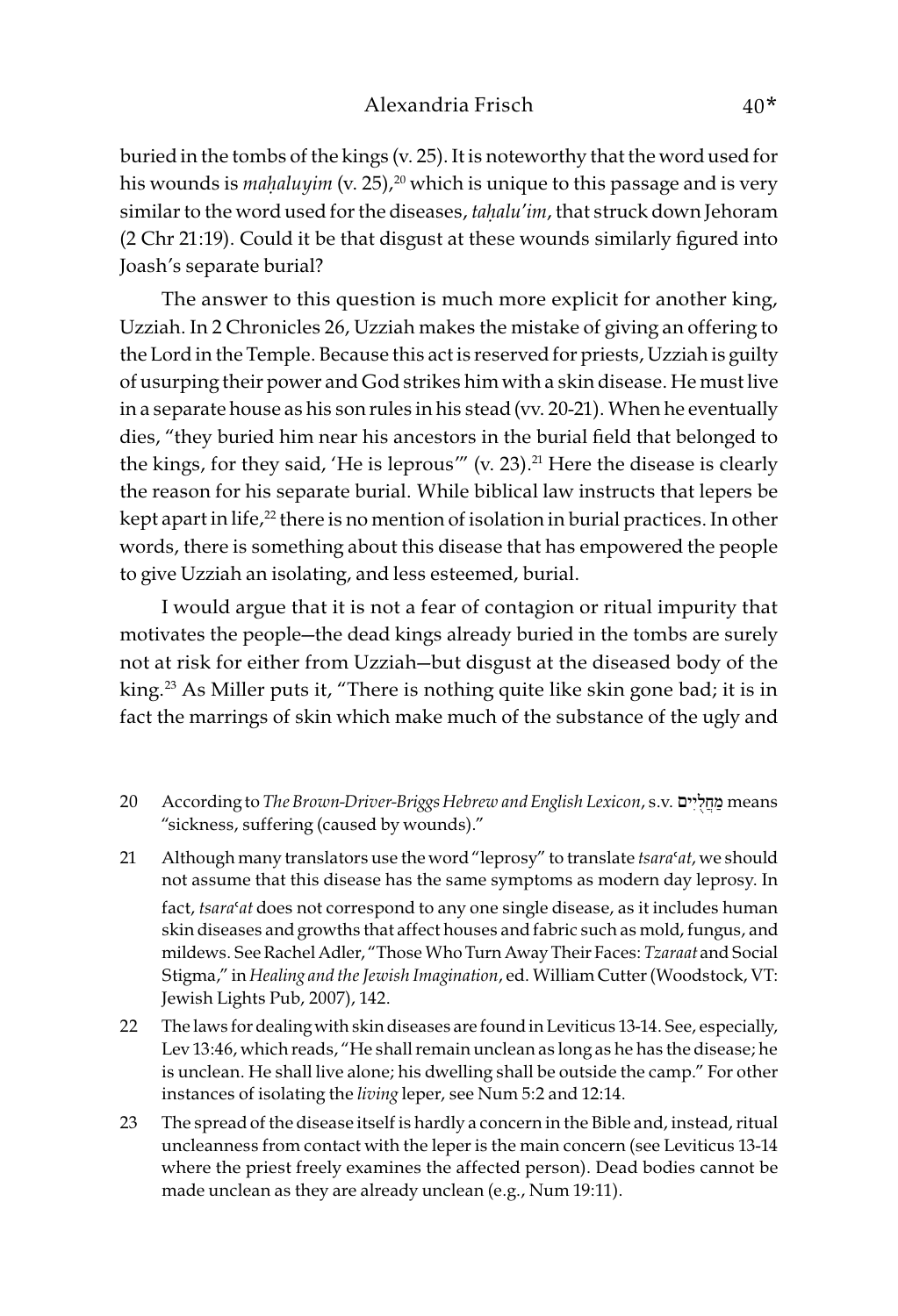buried in the tombs of the kings (v. 25). It is noteworthy that the word used for his wounds is *maḥaluyim* (v. 25),[20] which is unique to this passage and is very similar to the word used for the diseases, *taḥalu'im*, that struck down Jehoram (2 Chr 21:19). Could it be that disgust at these wounds similarly figured into Joash's separate burial?

The answer to this question is much more explicit for another king, Uzziah. In 2 Chronicles 26, Uzziah makes the mistake of giving an offering to the Lord in the Temple. Because this act is reserved for priests, Uzziah is guilty of usurping their power and God strikes him with a skin disease. He must live in a separate house as his son rules in his stead (vv. 20-21). When he eventually dies, "they buried him near his ancestors in the burial field that belonged to the kings, for they said, 'He is leprous'" (v. 23).[21] Here the disease is clearly the reason for his separate burial. While biblical law instructs that lepers be kept apart in life,[22] there is no mention of isolation in burial practices. In other words, there is something about this disease that has empowered the people to give Uzziah an isolating, and less esteemed, burial.

I would argue that it is not a fear of contagion or ritual impurity that motivates the people—the dead kings already buried in the tombs are surely not at risk for either from Uzziah—but disgust at the diseased body of the king.[23] As Miller puts it, "There is nothing quite like skin gone bad; it is in fact the marrings of skin which make much of the substance of the ugly and

---

20 According to *The Brown-Driver-Briggs Hebrew and English Lexicon*, s.v. מַחֲלֻיִים means "sickness, suffering (caused by wounds)."

21 Although many translators use the word "leprosy" to translate *tsara'at*, we should not assume that this disease has the same symptoms as modern day leprosy. In fact, *tsara'at* does not correspond to any one single disease, as it includes human skin diseases and growths that affect houses and fabric such as mold, fungus, and mildews. See Rachel Adler, "Those Who Turn Away Their Faces: *Tzaraat* and Social Stigma," in *Healing and the Jewish Imagination*, ed. William Cutter (Woodstock, VT: Jewish Lights Pub, 2007), 142.

22 The laws for dealing with skin diseases are found in Leviticus 13-14. See, especially, Lev 13:46, which reads, "He shall remain unclean as long as he has the disease; he is unclean. He shall live alone; his dwelling shall be outside the camp." For other instances of isolating the *living* leper, see Num 5:2 and 12:14.

23 The spread of the disease itself is hardly a concern in the Bible and, instead, ritual uncleanness from contact with the leper is the main concern (see Leviticus 13-14 where the priest freely examines the affected person). Dead bodies cannot be made unclean as they are already unclean (e.g., Num 19:11).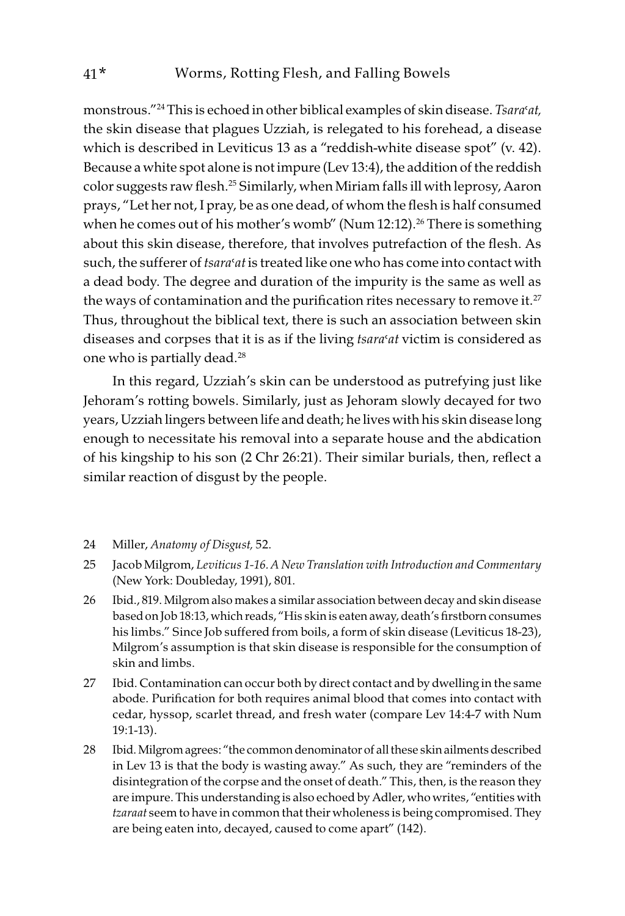monstrous."[24] This is echoed in other biblical examples of skin disease. *Tsaraʿat,* the skin disease that plagues Uzziah, is relegated to his forehead, a disease which is described in Leviticus 13 as a "reddish-white disease spot" (v. 42). Because a white spot alone is not impure (Lev 13:4), the addition of the reddish color suggests raw flesh.[25] Similarly, when Miriam falls ill with leprosy, Aaron prays, "Let her not, I pray, be as one dead, of whom the flesh is half consumed when he comes out of his mother's womb" (Num 12:12).[26] There is something about this skin disease, therefore, that involves putrefaction of the flesh. As such, the sufferer of *tsaraʿat* is treated like one who has come into contact with a dead body. The degree and duration of the impurity is the same as well as the ways of contamination and the purification rites necessary to remove it.[27] Thus, throughout the biblical text, there is such an association between skin diseases and corpses that it is as if the living *tsaraʿat* victim is considered as one who is partially dead.[28]

In this regard, Uzziah's skin can be understood as putrefying just like Jehoram's rotting bowels. Similarly, just as Jehoram slowly decayed for two years, Uzziah lingers between life and death; he lives with his skin disease long enough to necessitate his removal into a separate house and the abdication of his kingship to his son (2 Chr 26:21). Their similar burials, then, reflect a similar reaction of disgust by the people.

24 Miller, *Anatomy of Disgust,* 52.

25 Jacob Milgrom, *Leviticus 1-16. A New Translation with Introduction and Commentary* (New York: Doubleday, 1991), 801.

26 Ibid., 819. Milgrom also makes a similar association between decay and skin disease based on Job 18:13, which reads, "His skin is eaten away, death's firstborn consumes his limbs." Since Job suffered from boils, a form of skin disease (Leviticus 18-23), Milgrom's assumption is that skin disease is responsible for the consumption of skin and limbs.

27 Ibid. Contamination can occur both by direct contact and by dwelling in the same abode. Purification for both requires animal blood that comes into contact with cedar, hyssop, scarlet thread, and fresh water (compare Lev 14:4-7 with Num 19:1-13).

28 Ibid. Milgrom agrees: "the common denominator of all these skin ailments described in Lev 13 is that the body is wasting away." As such, they are "reminders of the disintegration of the corpse and the onset of death." This, then, is the reason they are impure. This understanding is also echoed by Adler, who writes, "entities with *tzaraat* seem to have in common that their wholeness is being compromised. They are being eaten into, decayed, caused to come apart" (142).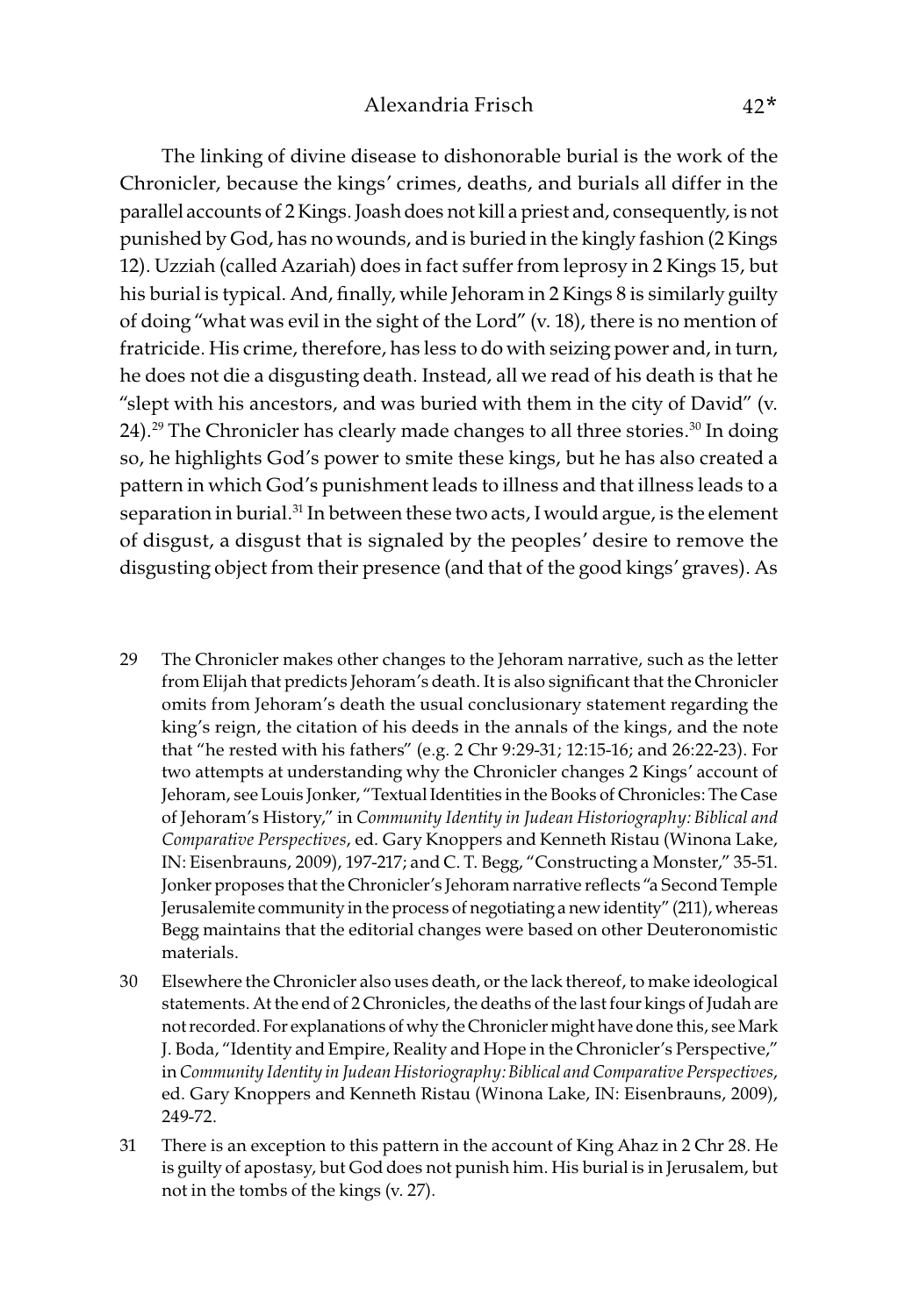The linking of divine disease to dishonorable burial is the work of the Chronicler, because the kings' crimes, deaths, and burials all differ in the parallel accounts of 2 Kings. Joash does not kill a priest and, consequently, is not punished by God, has no wounds, and is buried in the kingly fashion (2 Kings 12). Uzziah (called Azariah) does in fact suffer from leprosy in 2 Kings 15, but his burial is typical. And, finally, while Jehoram in 2 Kings 8 is similarly guilty of doing "what was evil in the sight of the Lord" (v. 18), there is no mention of fratricide. His crime, therefore, has less to do with seizing power and, in turn, he does not die a disgusting death. Instead, all we read of his death is that he "slept with his ancestors, and was buried with them in the city of David" (v. 24).[29] The Chronicler has clearly made changes to all three stories.[30] In doing so, he highlights God's power to smite these kings, but he has also created a pattern in which God's punishment leads to illness and that illness leads to a separation in burial.[31] In between these two acts, I would argue, is the element of disgust, a disgust that is signaled by the peoples' desire to remove the disgusting object from their presence (and that of the good kings' graves). As

29 The Chronicler makes other changes to the Jehoram narrative, such as the letter from Elijah that predicts Jehoram's death. It is also significant that the Chronicler omits from Jehoram's death the usual conclusionary statement regarding the king's reign, the citation of his deeds in the annals of the kings, and the note that "he rested with his fathers" (e.g. 2 Chr 9:29-31; 12:15-16; and 26:22-23). For two attempts at understanding why the Chronicler changes 2 Kings' account of Jehoram, see Louis Jonker, "Textual Identities in the Books of Chronicles: The Case of Jehoram's History," in *Community Identity in Judean Historiography: Biblical and Comparative Perspectives*, ed. Gary Knoppers and Kenneth Ristau (Winona Lake, IN: Eisenbrauns, 2009), 197-217; and C. T. Begg, "Constructing a Monster," 35-51. Jonker proposes that the Chronicler's Jehoram narrative reflects "a Second Temple Jerusalemite community in the process of negotiating a new identity" (211), whereas Begg maintains that the editorial changes were based on other Deuteronomistic materials.

30 Elsewhere the Chronicler also uses death, or the lack thereof, to make ideological statements. At the end of 2 Chronicles, the deaths of the last four kings of Judah are not recorded. For explanations of why the Chronicler might have done this, see Mark J. Boda, "Identity and Empire, Reality and Hope in the Chronicler's Perspective," in *Community Identity in Judean Historiography: Biblical and Comparative Perspectives*, ed. Gary Knoppers and Kenneth Ristau (Winona Lake, IN: Eisenbrauns, 2009), 249-72.

31 There is an exception to this pattern in the account of King Ahaz in 2 Chr 28. He is guilty of apostasy, but God does not punish him. His burial is in Jerusalem, but not in the tombs of the kings (v. 27).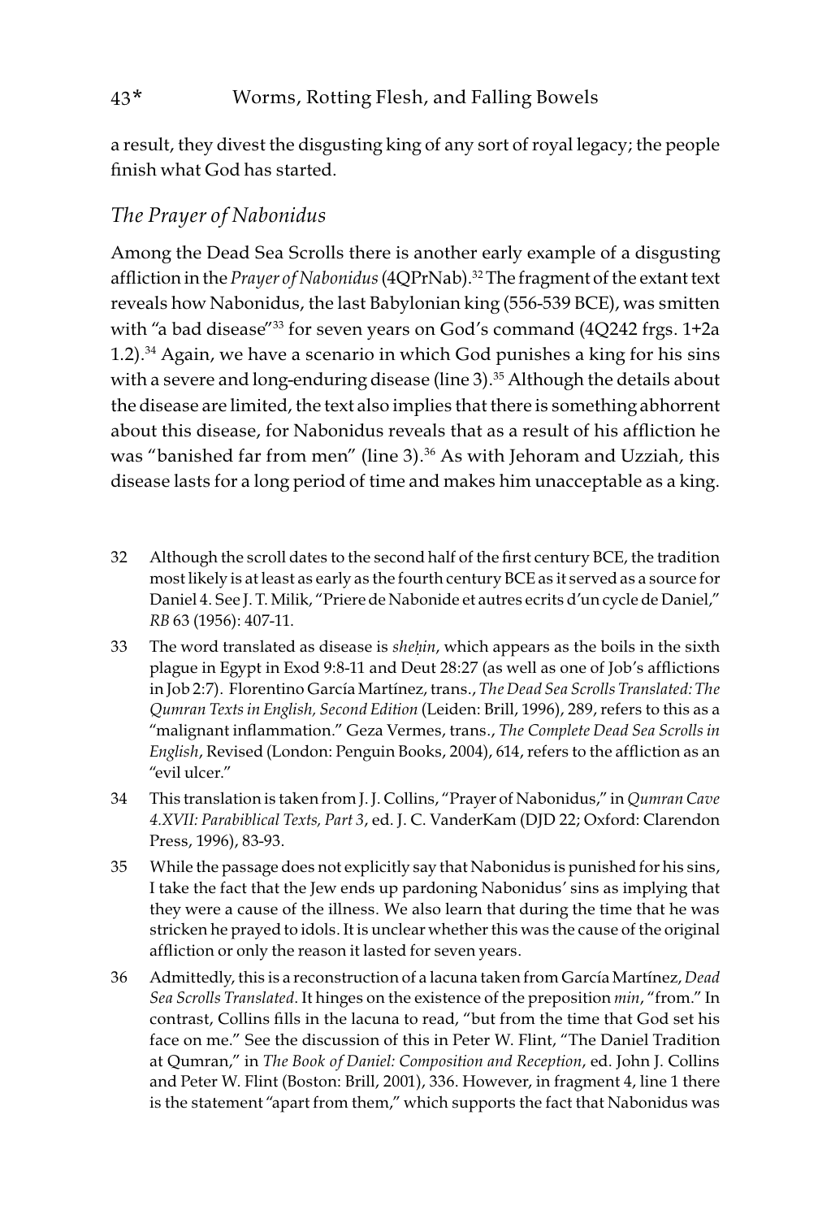a result, they divest the disgusting king of any sort of royal legacy; the people finish what God has started.

## *The Prayer of Nabonidus*

Among the Dead Sea Scrolls there is another early example of a disgusting affliction in the *Prayer of Nabonidus* (4QPrNab).[32] The fragment of the extant text reveals how Nabonidus, the last Babylonian king (556-539 BCE), was smitten with "a bad disease"[33] for seven years on God's command (4Q242 frgs. 1+2a 1.2).[34] Again, we have a scenario in which God punishes a king for his sins with a severe and long-enduring disease (line 3).[35] Although the details about the disease are limited, the text also implies that there is something abhorrent about this disease, for Nabonidus reveals that as a result of his affliction he was "banished far from men" (line 3).[36] As with Jehoram and Uzziah, this disease lasts for a long period of time and makes him unacceptable as a king.

32 Although the scroll dates to the second half of the first century BCE, the tradition most likely is at least as early as the fourth century BCE as it served as a source for Daniel 4. See J. T. Milik, "Priere de Nabonide et autres ecrits d'un cycle de Daniel," *RB* 63 (1956): 407-11.

33 The word translated as disease is *sheḥin*, which appears as the boils in the sixth plague in Egypt in Exod 9:8-11 and Deut 28:27 (as well as one of Job's afflictions in Job 2:7). Florentino García Martínez, trans., *The Dead Sea Scrolls Translated: The Qumran Texts in English, Second Edition* (Leiden: Brill, 1996), 289, refers to this as a "malignant inflammation." Geza Vermes, trans., *The Complete Dead Sea Scrolls in English*, Revised (London: Penguin Books, 2004), 614, refers to the affliction as an "evil ulcer."

34 This translation is taken from J. J. Collins, "Prayer of Nabonidus," in *Qumran Cave 4.XVII: Parabiblical Texts, Part 3*, ed. J. C. VanderKam (DJD 22; Oxford: Clarendon Press, 1996), 83-93.

35 While the passage does not explicitly say that Nabonidus is punished for his sins, I take the fact that the Jew ends up pardoning Nabonidus' sins as implying that they were a cause of the illness. We also learn that during the time that he was stricken he prayed to idols. It is unclear whether this was the cause of the original affliction or only the reason it lasted for seven years.

36 Admittedly, this is a reconstruction of a lacuna taken from García Martínez, *Dead Sea Scrolls Translated*. It hinges on the existence of the preposition *min*, "from." In contrast, Collins fills in the lacuna to read, "but from the time that God set his face on me." See the discussion of this in Peter W. Flint, "The Daniel Tradition at Qumran," in *The Book of Daniel: Composition and Reception*, ed. John J. Collins and Peter W. Flint (Boston: Brill, 2001), 336. However, in fragment 4, line 1 there is the statement "apart from them," which supports the fact that Nabonidus was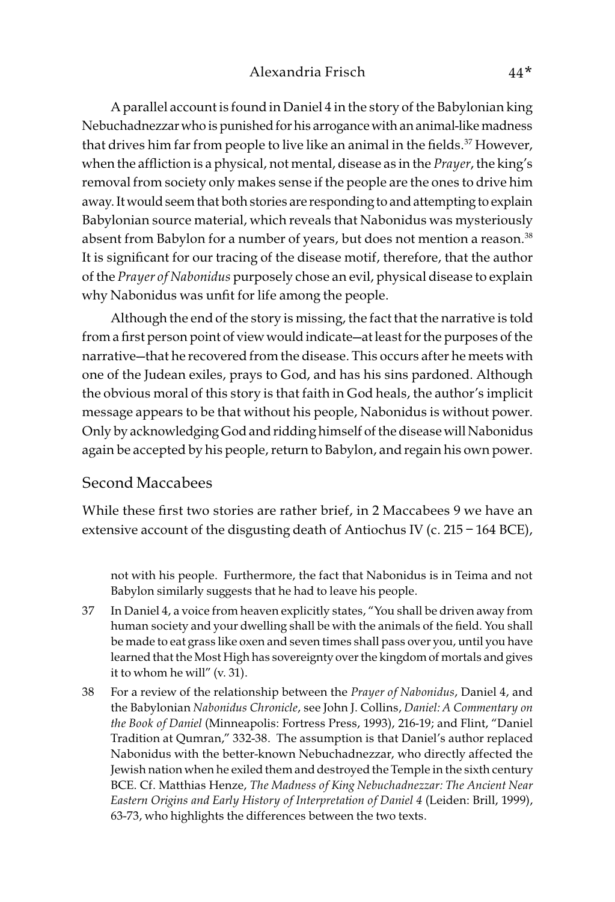A parallel account is found in Daniel 4 in the story of the Babylonian king Nebuchadnezzar who is punished for his arrogance with an animal-like madness that drives him far from people to live like an animal in the fields.[37] However, when the affliction is a physical, not mental, disease as in the *Prayer*, the king's removal from society only makes sense if the people are the ones to drive him away. It would seem that both stories are responding to and attempting to explain Babylonian source material, which reveals that Nabonidus was mysteriously absent from Babylon for a number of years, but does not mention a reason.[38] It is significant for our tracing of the disease motif, therefore, that the author of the *Prayer of Nabonidus* purposely chose an evil, physical disease to explain why Nabonidus was unfit for life among the people.

Although the end of the story is missing, the fact that the narrative is told from a first person point of view would indicate—at least for the purposes of the narrative—that he recovered from the disease. This occurs after he meets with one of the Judean exiles, prays to God, and has his sins pardoned. Although the obvious moral of this story is that faith in God heals, the author's implicit message appears to be that without his people, Nabonidus is without power. Only by acknowledging God and ridding himself of the disease will Nabonidus again be accepted by his people, return to Babylon, and regain his own power.

## Second Maccabees

While these first two stories are rather brief, in 2 Maccabees 9 we have an extensive account of the disgusting death of Antiochus IV (c. 215 – 164 BCE),

not with his people. Furthermore, the fact that Nabonidus is in Teima and not Babylon similarly suggests that he had to leave his people.

37 In Daniel 4, a voice from heaven explicitly states, "You shall be driven away from human society and your dwelling shall be with the animals of the field. You shall be made to eat grass like oxen and seven times shall pass over you, until you have learned that the Most High has sovereignty over the kingdom of mortals and gives it to whom he will" (v. 31).

38 For a review of the relationship between the *Prayer of Nabonidus*, Daniel 4, and the Babylonian *Nabonidus Chronicle*, see John J. Collins, *Daniel: A Commentary on the Book of Daniel* (Minneapolis: Fortress Press, 1993), 216-19; and Flint, "Daniel Tradition at Qumran," 332-38. The assumption is that Daniel's author replaced Nabonidus with the better-known Nebuchadnezzar, who directly affected the Jewish nation when he exiled them and destroyed the Temple in the sixth century BCE. Cf. Matthias Henze, *The Madness of King Nebuchadnezzar: The Ancient Near Eastern Origins and Early History of Interpretation of Daniel 4* (Leiden: Brill, 1999), 63-73, who highlights the differences between the two texts.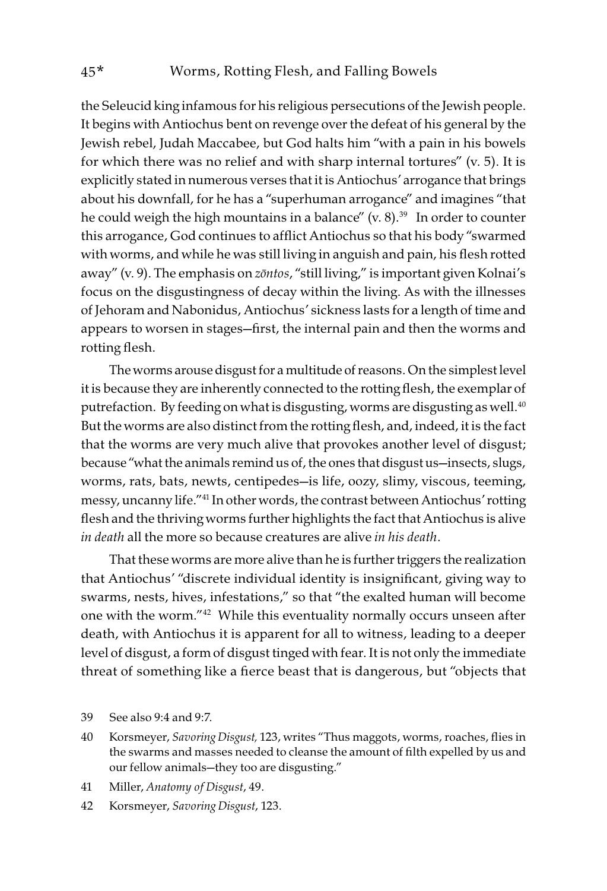the Seleucid king infamous for his religious persecutions of the Jewish people. It begins with Antiochus bent on revenge over the defeat of his general by the Jewish rebel, Judah Maccabee, but God halts him "with a pain in his bowels for which there was no relief and with sharp internal tortures" (v. 5). It is explicitly stated in numerous verses that it is Antiochus' arrogance that brings about his downfall, for he has a "superhuman arrogance" and imagines "that he could weigh the high mountains in a balance" (v. 8).[39] In order to counter this arrogance, God continues to afflict Antiochus so that his body "swarmed with worms, and while he was still living in anguish and pain, his flesh rotted away" (v. 9). The emphasis on *zōntos*, "still living," is important given Kolnai's focus on the disgustingness of decay within the living. As with the illnesses of Jehoram and Nabonidus, Antiochus' sickness lasts for a length of time and appears to worsen in stages—first, the internal pain and then the worms and rotting flesh.

The worms arouse disgust for a multitude of reasons. On the simplest level it is because they are inherently connected to the rotting flesh, the exemplar of putrefaction. By feeding on what is disgusting, worms are disgusting as well.[40] But the worms are also distinct from the rotting flesh, and, indeed, it is the fact that the worms are very much alive that provokes another level of disgust; because "what the animals remind us of, the ones that disgust us—insects, slugs, worms, rats, bats, newts, centipedes—is life, oozy, slimy, viscous, teeming, messy, uncanny life."[41] In other words, the contrast between Antiochus' rotting flesh and the thriving worms further highlights the fact that Antiochus is alive *in death* all the more so because creatures are alive *in his death*.

That these worms are more alive than he is further triggers the realization that Antiochus' "discrete individual identity is insignificant, giving way to swarms, nests, hives, infestations," so that "the exalted human will become one with the worm."[42] While this eventuality normally occurs unseen after death, with Antiochus it is apparent for all to witness, leading to a deeper level of disgust, a form of disgust tinged with fear. It is not only the immediate threat of something like a fierce beast that is dangerous, but "objects that

39 See also 9:4 and 9:7.

40 Korsmeyer, *Savoring Disgust,* 123, writes "Thus maggots, worms, roaches, flies in the swarms and masses needed to cleanse the amount of filth expelled by us and our fellow animals—they too are disgusting."

41 Miller, *Anatomy of Disgust*, 49.

42 Korsmeyer, *Savoring Disgust*, 123.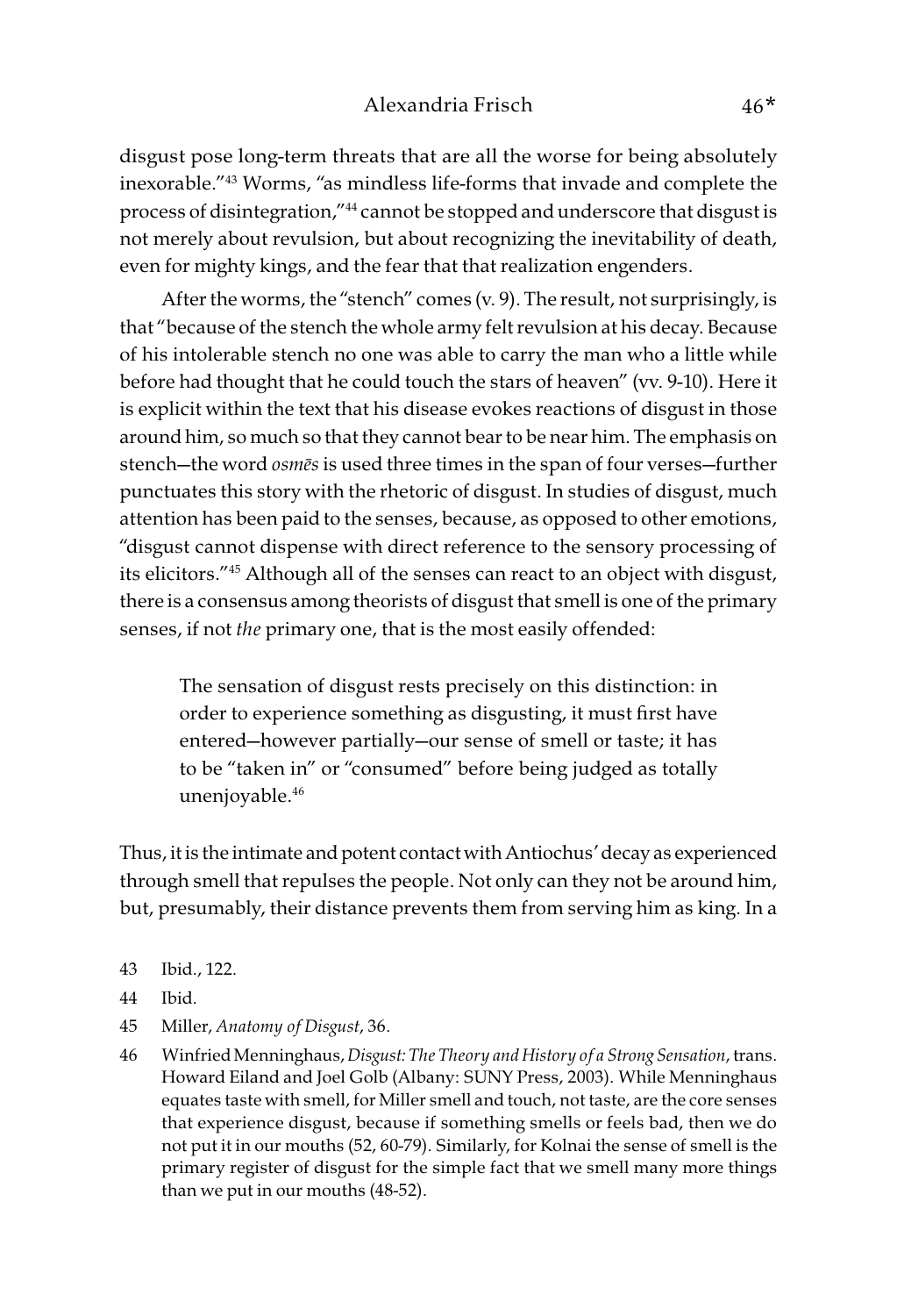disgust pose long-term threats that are all the worse for being absolutely inexorable."[43] Worms, "as mindless life-forms that invade and complete the process of disintegration,"[44] cannot be stopped and underscore that disgust is not merely about revulsion, but about recognizing the inevitability of death, even for mighty kings, and the fear that that realization engenders.

After the worms, the "stench" comes (v. 9). The result, not surprisingly, is that "because of the stench the whole army felt revulsion at his decay. Because of his intolerable stench no one was able to carry the man who a little while before had thought that he could touch the stars of heaven" (vv. 9-10). Here it is explicit within the text that his disease evokes reactions of disgust in those around him, so much so that they cannot bear to be near him. The emphasis on stench—the word *osmēs* is used three times in the span of four verses—further punctuates this story with the rhetoric of disgust. In studies of disgust, much attention has been paid to the senses, because, as opposed to other emotions, "disgust cannot dispense with direct reference to the sensory processing of its elicitors."[45] Although all of the senses can react to an object with disgust, there is a consensus among theorists of disgust that smell is one of the primary senses, if not *the* primary one, that is the most easily offended:

> The sensation of disgust rests precisely on this distinction: in order to experience something as disgusting, it must first have entered—however partially—our sense of smell or taste; it has to be "taken in" or "consumed" before being judged as totally unenjoyable.[46]

Thus, it is the intimate and potent contact with Antiochus' decay as experienced through smell that repulses the people. Not only can they not be around him, but, presumably, their distance prevents them from serving him as king. In a

43 Ibid., 122.

44 Ibid.

45 Miller, *Anatomy of Disgust*, 36.

46 Winfried Menninghaus, *Disgust: The Theory and History of a Strong Sensation*, trans. Howard Eiland and Joel Golb (Albany: SUNY Press, 2003). While Menninghaus equates taste with smell, for Miller smell and touch, not taste, are the core senses that experience disgust, because if something smells or feels bad, then we do not put it in our mouths (52, 60-79). Similarly, for Kolnai the sense of smell is the primary register of disgust for the simple fact that we smell many more things than we put in our mouths (48-52).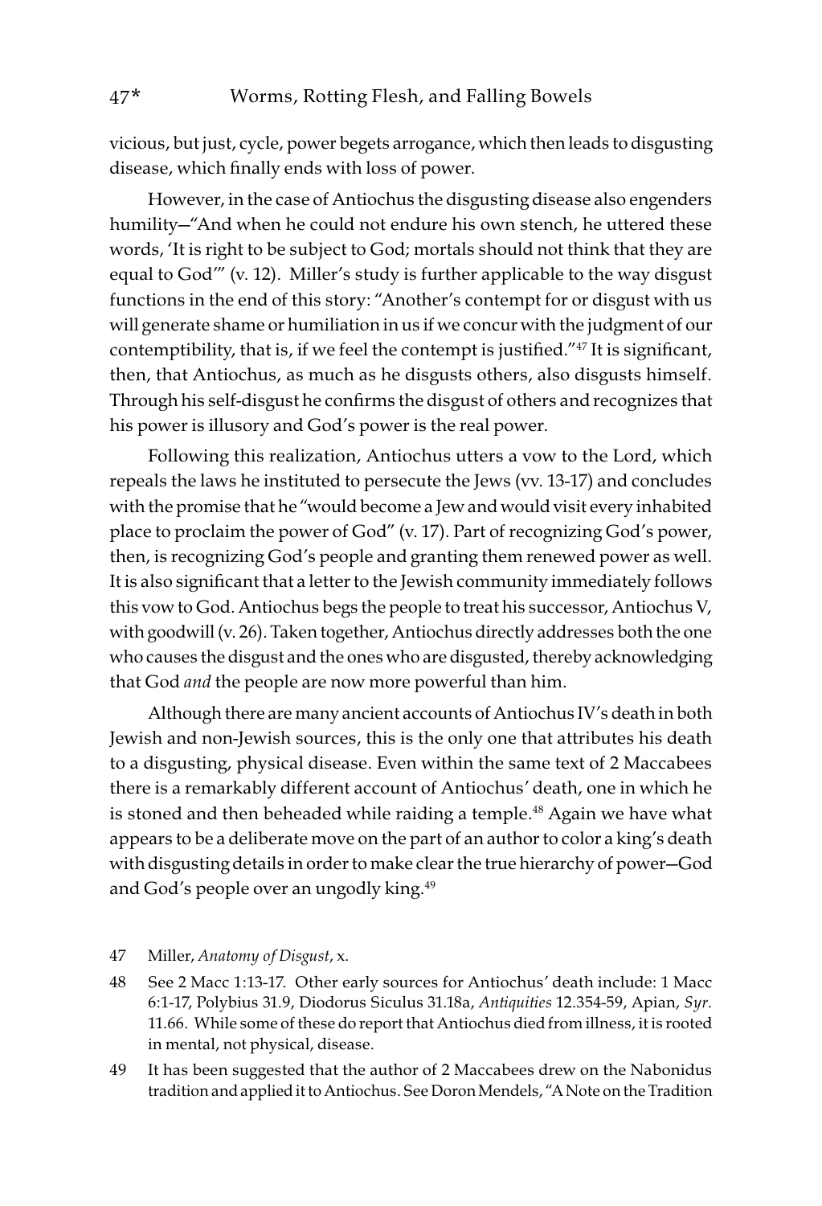vicious, but just, cycle, power begets arrogance, which then leads to disgusting disease, which finally ends with loss of power.

However, in the case of Antiochus the disgusting disease also engenders humility—"And when he could not endure his own stench, he uttered these words, 'It is right to be subject to God; mortals should not think that they are equal to God'" (v. 12). Miller's study is further applicable to the way disgust functions in the end of this story: "Another's contempt for or disgust with us will generate shame or humiliation in us if we concur with the judgment of our contemptibility, that is, if we feel the contempt is justified."[47] It is significant, then, that Antiochus, as much as he disgusts others, also disgusts himself. Through his self-disgust he confirms the disgust of others and recognizes that his power is illusory and God's power is the real power.

Following this realization, Antiochus utters a vow to the Lord, which repeals the laws he instituted to persecute the Jews (vv. 13-17) and concludes with the promise that he "would become a Jew and would visit every inhabited place to proclaim the power of God" (v. 17). Part of recognizing God's power, then, is recognizing God's people and granting them renewed power as well. It is also significant that a letter to the Jewish community immediately follows this vow to God. Antiochus begs the people to treat his successor, Antiochus V, with goodwill (v. 26). Taken together, Antiochus directly addresses both the one who causes the disgust and the ones who are disgusted, thereby acknowledging that God *and* the people are now more powerful than him.

Although there are many ancient accounts of Antiochus IV's death in both Jewish and non-Jewish sources, this is the only one that attributes his death to a disgusting, physical disease. Even within the same text of 2 Maccabees there is a remarkably different account of Antiochus' death, one in which he is stoned and then beheaded while raiding a temple.[48] Again we have what appears to be a deliberate move on the part of an author to color a king's death with disgusting details in order to make clear the true hierarchy of power—God and God's people over an ungodly king.[49]

47 Miller, *Anatomy of Disgust*, x.

48 See 2 Macc 1:13-17. Other early sources for Antiochus' death include: 1 Macc 6:1-17, Polybius 31.9, Diodorus Siculus 31.18a, *Antiquities* 12.354-59, Apian, *Syr*. 11.66. While some of these do report that Antiochus died from illness, it is rooted in mental, not physical, disease.

49 It has been suggested that the author of 2 Maccabees drew on the Nabonidus tradition and applied it to Antiochus. See Doron Mendels, "A Note on the Tradition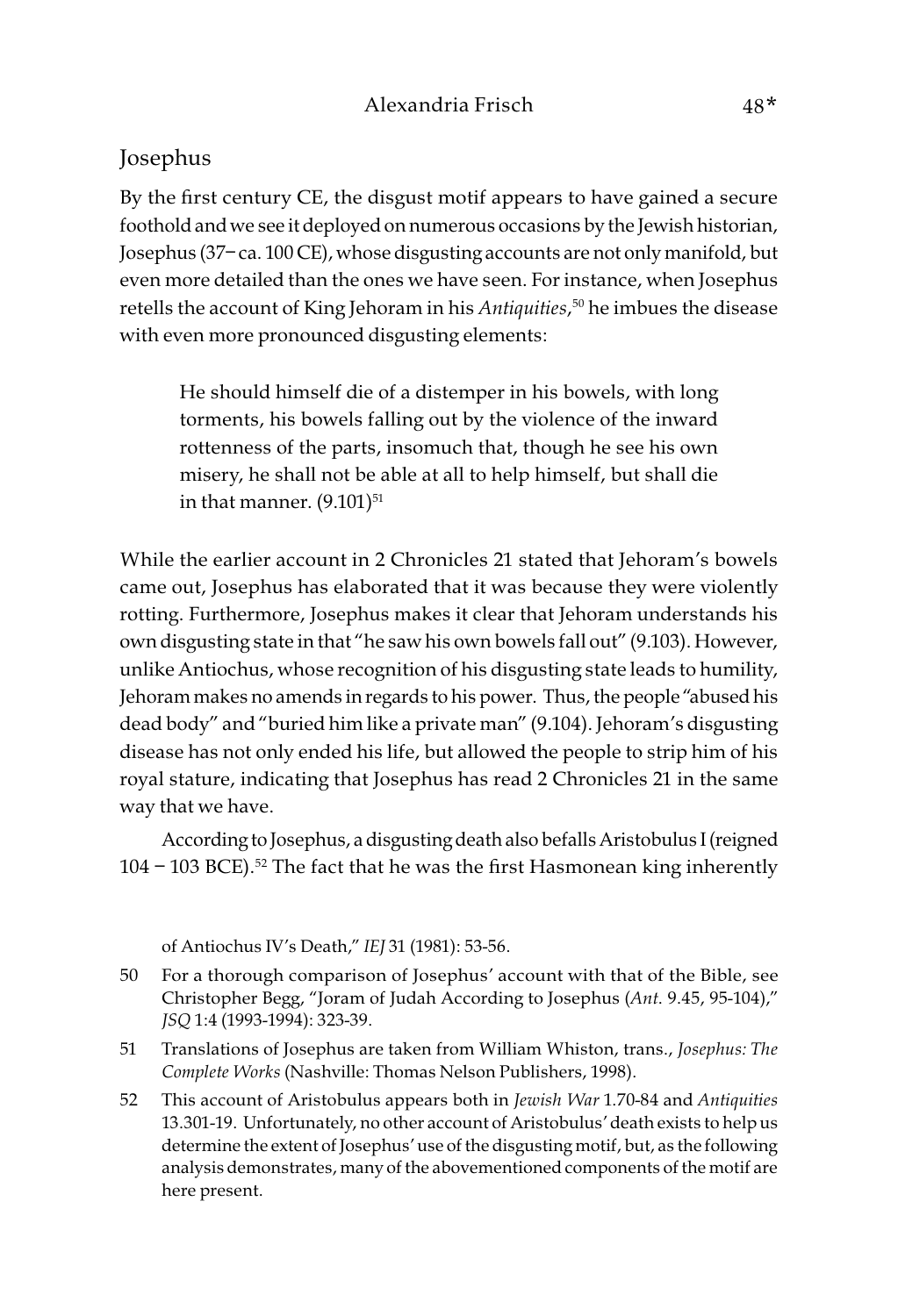## Josephus

By the first century CE, the disgust motif appears to have gained a secure foothold and we see it deployed on numerous occasions by the Jewish historian, Josephus (37– ca. 100 CE), whose disgusting accounts are not only manifold, but even more detailed than the ones we have seen. For instance, when Josephus retells the account of King Jehoram in his *Antiquities*,[50] he imbues the disease with even more pronounced disgusting elements:

> He should himself die of a distemper in his bowels, with long torments, his bowels falling out by the violence of the inward rottenness of the parts, insomuch that, though he see his own misery, he shall not be able at all to help himself, but shall die in that manner. (9.101)[51]

While the earlier account in 2 Chronicles 21 stated that Jehoram's bowels came out, Josephus has elaborated that it was because they were violently rotting. Furthermore, Josephus makes it clear that Jehoram understands his own disgusting state in that "he saw his own bowels fall out" (9.103). However, unlike Antiochus, whose recognition of his disgusting state leads to humility, Jehoram makes no amends in regards to his power. Thus, the people "abused his dead body" and "buried him like a private man" (9.104). Jehoram's disgusting disease has not only ended his life, but allowed the people to strip him of his royal stature, indicating that Josephus has read 2 Chronicles 21 in the same way that we have.

According to Josephus, a disgusting death also befalls Aristobulus I (reigned 104 – 103 BCE).[52] The fact that he was the first Hasmonean king inherently

of Antiochus IV's Death," *IEJ* 31 (1981): 53-56.

50 For a thorough comparison of Josephus' account with that of the Bible, see Christopher Begg, "Joram of Judah According to Josephus (*Ant.* 9.45, 95-104)," *JSQ* 1:4 (1993-1994): 323-39.

51 Translations of Josephus are taken from William Whiston, trans., *Josephus: The Complete Works* (Nashville: Thomas Nelson Publishers, 1998).

52 This account of Aristobulus appears both in *Jewish War* 1.70-84 and *Antiquities* 13.301-19. Unfortunately, no other account of Aristobulus' death exists to help us determine the extent of Josephus' use of the disgusting motif, but, as the following analysis demonstrates, many of the abovementioned components of the motif are here present.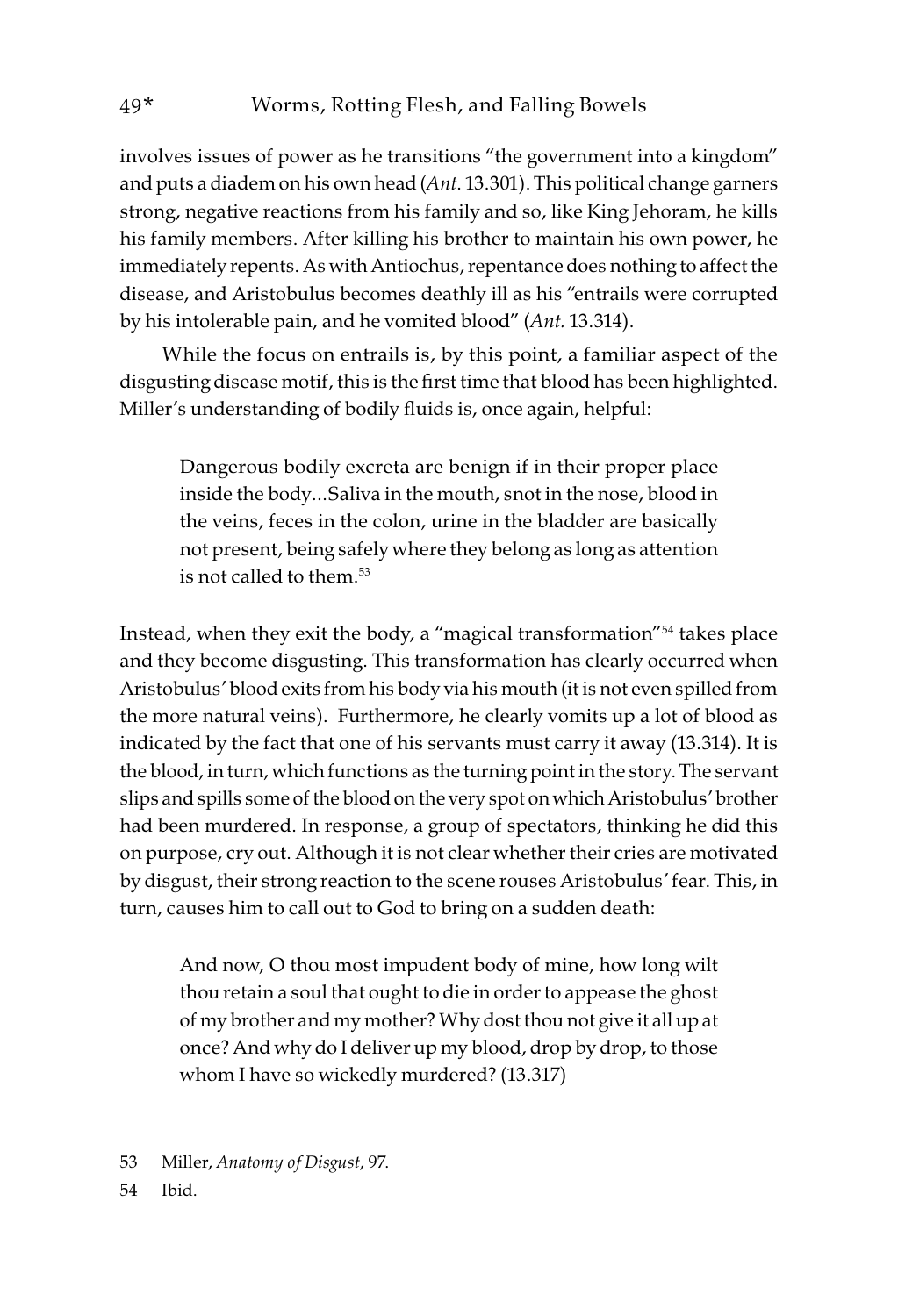involves issues of power as he transitions "the government into a kingdom" and puts a diadem on his own head (*Ant.* 13.301). This political change garners strong, negative reactions from his family and so, like King Jehoram, he kills his family members. After killing his brother to maintain his own power, he immediately repents. As with Antiochus, repentance does nothing to affect the disease, and Aristobulus becomes deathly ill as his "entrails were corrupted by his intolerable pain, and he vomited blood" (*Ant.* 13.314).

While the focus on entrails is, by this point, a familiar aspect of the disgusting disease motif, this is the first time that blood has been highlighted. Miller's understanding of bodily fluids is, once again, helpful:

> Dangerous bodily excreta are benign if in their proper place inside the body...Saliva in the mouth, snot in the nose, blood in the veins, feces in the colon, urine in the bladder are basically not present, being safely where they belong as long as attention is not called to them.[53]

Instead, when they exit the body, a "magical transformation"[54] takes place and they become disgusting. This transformation has clearly occurred when Aristobulus' blood exits from his body via his mouth (it is not even spilled from the more natural veins). Furthermore, he clearly vomits up a lot of blood as indicated by the fact that one of his servants must carry it away (13.314). It is the blood, in turn, which functions as the turning point in the story. The servant slips and spills some of the blood on the very spot on which Aristobulus' brother had been murdered. In response, a group of spectators, thinking he did this on purpose, cry out. Although it is not clear whether their cries are motivated by disgust, their strong reaction to the scene rouses Aristobulus' fear. This, in turn, causes him to call out to God to bring on a sudden death:

> And now, O thou most impudent body of mine, how long wilt thou retain a soul that ought to die in order to appease the ghost of my brother and my mother? Why dost thou not give it all up at once? And why do I deliver up my blood, drop by drop, to those whom I have so wickedly murdered? (13.317)

53 Miller, *Anatomy of Disgust*, 97.

54 Ibid.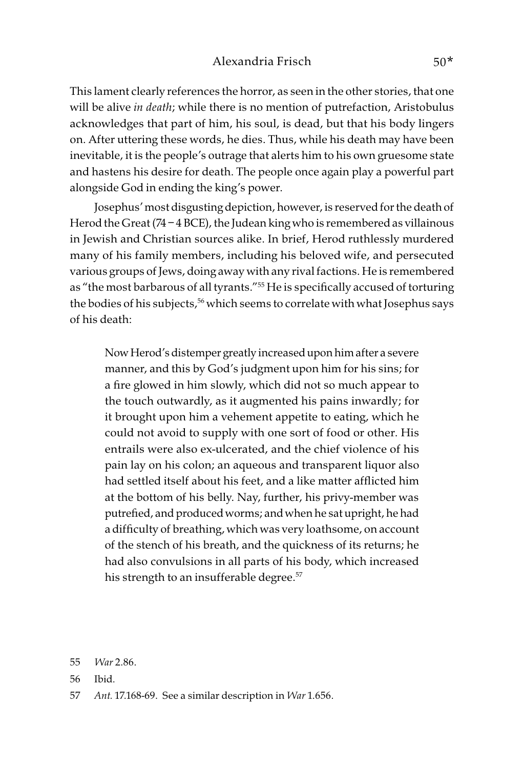This lament clearly references the horror, as seen in the other stories, that one will be alive *in death*; while there is no mention of putrefaction, Aristobulus acknowledges that part of him, his soul, is dead, but that his body lingers on. After uttering these words, he dies. Thus, while his death may have been inevitable, it is the people's outrage that alerts him to his own gruesome state and hastens his desire for death. The people once again play a powerful part alongside God in ending the king's power.

Josephus' most disgusting depiction, however, is reserved for the death of Herod the Great (74 – 4 BCE), the Judean king who is remembered as villainous in Jewish and Christian sources alike. In brief, Herod ruthlessly murdered many of his family members, including his beloved wife, and persecuted various groups of Jews, doing away with any rival factions. He is remembered as "the most barbarous of all tyrants."[55] He is specifically accused of torturing the bodies of his subjects,[56] which seems to correlate with what Josephus says of his death:

> Now Herod's distemper greatly increased upon him after a severe manner, and this by God's judgment upon him for his sins; for a fire glowed in him slowly, which did not so much appear to the touch outwardly, as it augmented his pains inwardly; for it brought upon him a vehement appetite to eating, which he could not avoid to supply with one sort of food or other. His entrails were also ex-ulcerated, and the chief violence of his pain lay on his colon; an aqueous and transparent liquor also had settled itself about his feet, and a like matter afflicted him at the bottom of his belly. Nay, further, his privy-member was putrefied, and produced worms; and when he sat upright, he had a difficulty of breathing, which was very loathsome, on account of the stench of his breath, and the quickness of its returns; he had also convulsions in all parts of his body, which increased his strength to an insufferable degree.[57]

55 *War* 2.86.

56 Ibid.

57 *Ant.* 17.168-69. See a similar description in *War* 1.656.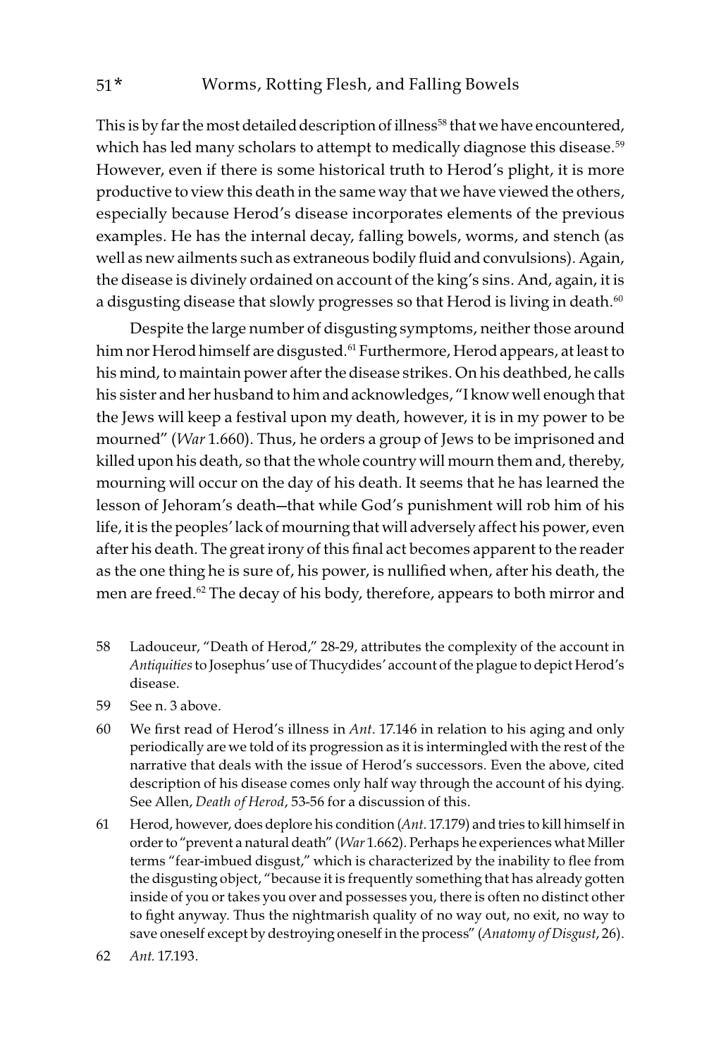This is by far the most detailed description of illness[58] that we have encountered, which has led many scholars to attempt to medically diagnose this disease.[59] However, even if there is some historical truth to Herod's plight, it is more productive to view this death in the same way that we have viewed the others, especially because Herod's disease incorporates elements of the previous examples. He has the internal decay, falling bowels, worms, and stench (as well as new ailments such as extraneous bodily fluid and convulsions). Again, the disease is divinely ordained on account of the king's sins. And, again, it is a disgusting disease that slowly progresses so that Herod is living in death.[60]

Despite the large number of disgusting symptoms, neither those around him nor Herod himself are disgusted.[61] Furthermore, Herod appears, at least to his mind, to maintain power after the disease strikes. On his deathbed, he calls his sister and her husband to him and acknowledges, "I know well enough that the Jews will keep a festival upon my death, however, it is in my power to be mourned" (*War* 1.660). Thus, he orders a group of Jews to be imprisoned and killed upon his death, so that the whole country will mourn them and, thereby, mourning will occur on the day of his death. It seems that he has learned the lesson of Jehoram's death—that while God's punishment will rob him of his life, it is the peoples' lack of mourning that will adversely affect his power, even after his death. The great irony of this final act becomes apparent to the reader as the one thing he is sure of, his power, is nullified when, after his death, the men are freed.[62] The decay of his body, therefore, appears to both mirror and

58 Ladouceur, "Death of Herod," 28-29, attributes the complexity of the account in *Antiquities* to Josephus' use of Thucydides' account of the plague to depict Herod's disease.

59 See n. 3 above.

60 We first read of Herod's illness in *Ant.* 17.146 in relation to his aging and only periodically are we told of its progression as it is intermingled with the rest of the narrative that deals with the issue of Herod's successors. Even the above, cited description of his disease comes only half way through the account of his dying. See Allen, *Death of Herod*, 53-56 for a discussion of this.

61 Herod, however, does deplore his condition (*Ant.* 17.179) and tries to kill himself in order to "prevent a natural death" (*War* 1.662). Perhaps he experiences what Miller terms "fear-imbued disgust," which is characterized by the inability to flee from the disgusting object, "because it is frequently something that has already gotten inside of you or takes you over and possesses you, there is often no distinct other to fight anyway. Thus the nightmarish quality of no way out, no exit, no way to save oneself except by destroying oneself in the process" (*Anatomy of Disgust*, 26).

62 *Ant.* 17.193.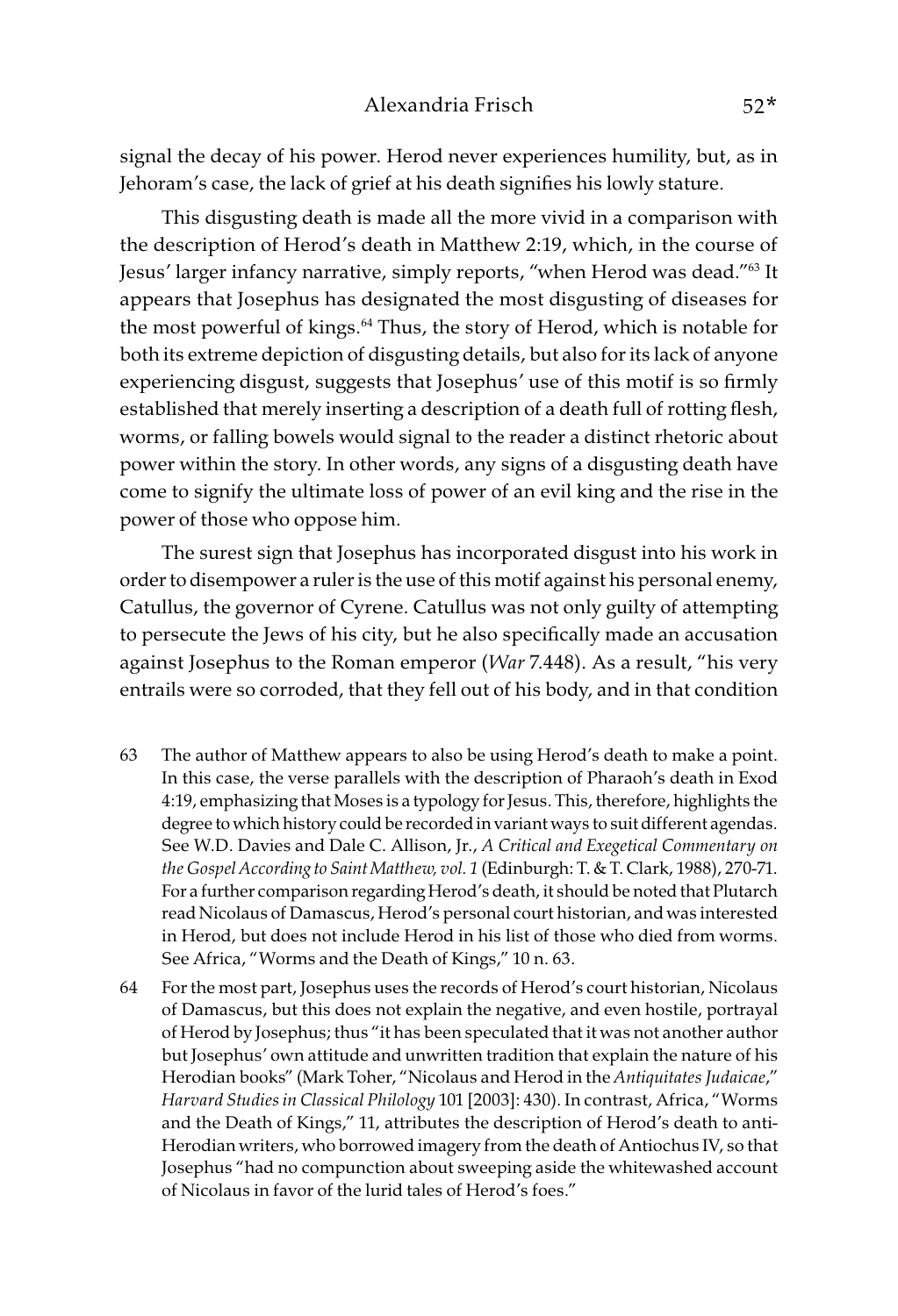signal the decay of his power. Herod never experiences humility, but, as in Jehoram's case, the lack of grief at his death signifies his lowly stature.

This disgusting death is made all the more vivid in a comparison with the description of Herod's death in Matthew 2:19, which, in the course of Jesus' larger infancy narrative, simply reports, "when Herod was dead."[63] It appears that Josephus has designated the most disgusting of diseases for the most powerful of kings.[64] Thus, the story of Herod, which is notable for both its extreme depiction of disgusting details, but also for its lack of anyone experiencing disgust, suggests that Josephus' use of this motif is so firmly established that merely inserting a description of a death full of rotting flesh, worms, or falling bowels would signal to the reader a distinct rhetoric about power within the story. In other words, any signs of a disgusting death have come to signify the ultimate loss of power of an evil king and the rise in the power of those who oppose him.

The surest sign that Josephus has incorporated disgust into his work in order to disempower a ruler is the use of this motif against his personal enemy, Catullus, the governor of Cyrene. Catullus was not only guilty of attempting to persecute the Jews of his city, but he also specifically made an accusation against Josephus to the Roman emperor (*War* 7.448). As a result, "his very entrails were so corroded, that they fell out of his body, and in that condition

63 The author of Matthew appears to also be using Herod's death to make a point. In this case, the verse parallels with the description of Pharaoh's death in Exod 4:19, emphasizing that Moses is a typology for Jesus. This, therefore, highlights the degree to which history could be recorded in variant ways to suit different agendas. See W.D. Davies and Dale C. Allison, Jr., *A Critical and Exegetical Commentary on the Gospel According to Saint Matthew, vol. 1* (Edinburgh: T. & T. Clark, 1988), 270-71. For a further comparison regarding Herod's death, it should be noted that Plutarch read Nicolaus of Damascus, Herod's personal court historian, and was interested in Herod, but does not include Herod in his list of those who died from worms. See Africa, "Worms and the Death of Kings," 10 n. 63.

64 For the most part, Josephus uses the records of Herod's court historian, Nicolaus of Damascus, but this does not explain the negative, and even hostile, portrayal of Herod by Josephus; thus "it has been speculated that it was not another author but Josephus' own attitude and unwritten tradition that explain the nature of his Herodian books" (Mark Toher, "Nicolaus and Herod in the *Antiquitates Judaicae*," *Harvard Studies in Classical Philology* 101 [2003]: 430). In contrast, Africa, "Worms and the Death of Kings," 11, attributes the description of Herod's death to anti-Herodian writers, who borrowed imagery from the death of Antiochus IV, so that Josephus "had no compunction about sweeping aside the whitewashed account of Nicolaus in favor of the lurid tales of Herod's foes."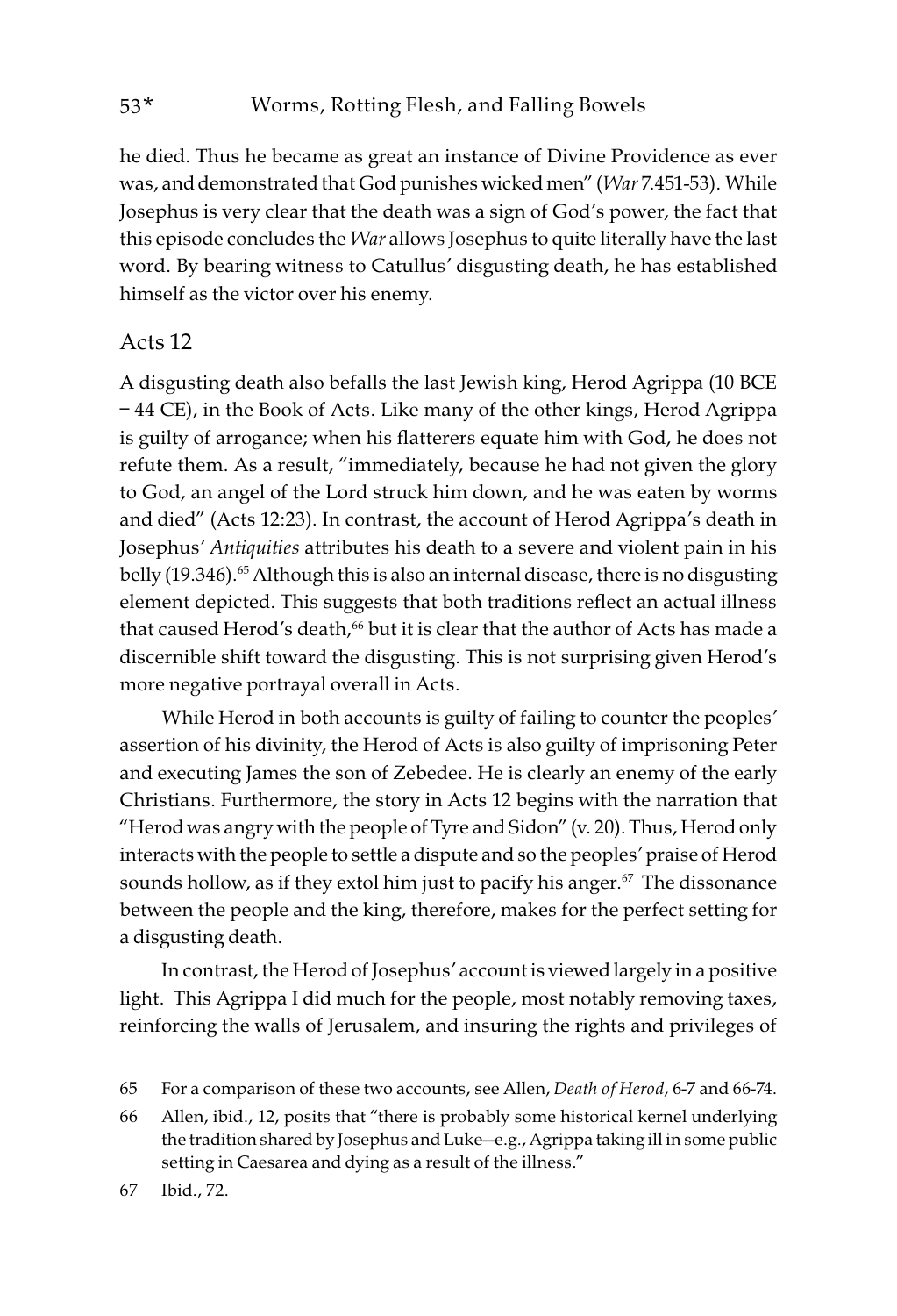he died. Thus he became as great an instance of Divine Providence as ever was, and demonstrated that God punishes wicked men" (*War* 7.451-53). While Josephus is very clear that the death was a sign of God's power, the fact that this episode concludes the *War* allows Josephus to quite literally have the last word. By bearing witness to Catullus' disgusting death, he has established himself as the victor over his enemy.

## Acts 12

A disgusting death also befalls the last Jewish king, Herod Agrippa (10 BCE – 44 CE), in the Book of Acts. Like many of the other kings, Herod Agrippa is guilty of arrogance; when his flatterers equate him with God, he does not refute them. As a result, "immediately, because he had not given the glory to God, an angel of the Lord struck him down, and he was eaten by worms and died" (Acts 12:23). In contrast, the account of Herod Agrippa's death in Josephus' *Antiquities* attributes his death to a severe and violent pain in his belly (19.346).[65] Although this is also an internal disease, there is no disgusting element depicted. This suggests that both traditions reflect an actual illness that caused Herod's death,[66] but it is clear that the author of Acts has made a discernible shift toward the disgusting. This is not surprising given Herod's more negative portrayal overall in Acts.

While Herod in both accounts is guilty of failing to counter the peoples' assertion of his divinity, the Herod of Acts is also guilty of imprisoning Peter and executing James the son of Zebedee. He is clearly an enemy of the early Christians. Furthermore, the story in Acts 12 begins with the narration that "Herod was angry with the people of Tyre and Sidon" (v. 20). Thus, Herod only interacts with the people to settle a dispute and so the peoples' praise of Herod sounds hollow, as if they extol him just to pacify his anger.[67] The dissonance between the people and the king, therefore, makes for the perfect setting for a disgusting death.

In contrast, the Herod of Josephus' account is viewed largely in a positive light. This Agrippa I did much for the people, most notably removing taxes, reinforcing the walls of Jerusalem, and insuring the rights and privileges of

65 For a comparison of these two accounts, see Allen, *Death of Herod*, 6-7 and 66-74.

66 Allen, ibid., 12, posits that "there is probably some historical kernel underlying the tradition shared by Josephus and Luke—e.g., Agrippa taking ill in some public setting in Caesarea and dying as a result of the illness."

67 Ibid., 72.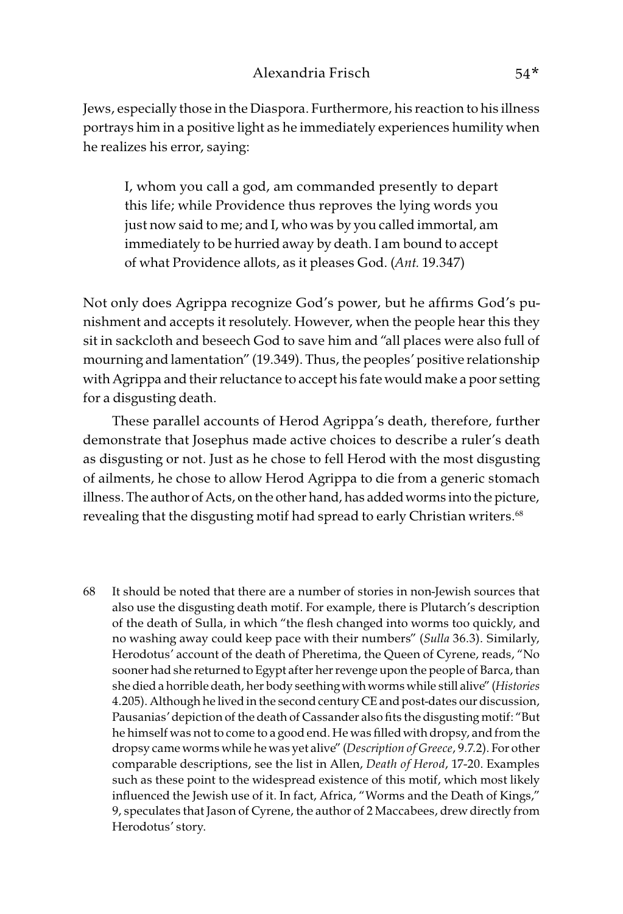Jews, especially those in the Diaspora. Furthermore, his reaction to his illness portrays him in a positive light as he immediately experiences humility when he realizes his error, saying:

> I, whom you call a god, am commanded presently to depart this life; while Providence thus reproves the lying words you just now said to me; and I, who was by you called immortal, am immediately to be hurried away by death. I am bound to accept of what Providence allots, as it pleases God. (*Ant.* 19.347)

Not only does Agrippa recognize God's power, but he affirms God's punishment and accepts it resolutely. However, when the people hear this they sit in sackcloth and beseech God to save him and "all places were also full of mourning and lamentation" (19.349). Thus, the peoples' positive relationship with Agrippa and their reluctance to accept his fate would make a poor setting for a disgusting death.

These parallel accounts of Herod Agrippa's death, therefore, further demonstrate that Josephus made active choices to describe a ruler's death as disgusting or not. Just as he chose to fell Herod with the most disgusting of ailments, he chose to allow Herod Agrippa to die from a generic stomach illness. The author of Acts, on the other hand, has added worms into the picture, revealing that the disgusting motif had spread to early Christian writers.[68]

---

68 It should be noted that there are a number of stories in non-Jewish sources that also use the disgusting death motif. For example, there is Plutarch's description of the death of Sulla, in which "the flesh changed into worms too quickly, and no washing away could keep pace with their numbers" (*Sulla* 36.3). Similarly, Herodotus' account of the death of Pheretima, the Queen of Cyrene, reads, "No sooner had she returned to Egypt after her revenge upon the people of Barca, than she died a horrible death, her body seething with worms while still alive" (*Histories* 4.205). Although he lived in the second century CE and post-dates our discussion, Pausanias' depiction of the death of Cassander also fits the disgusting motif: "But he himself was not to come to a good end. He was filled with dropsy, and from the dropsy came worms while he was yet alive" (*Description of Greece*, 9.7.2). For other comparable descriptions, see the list in Allen, *Death of Herod*, 17-20. Examples such as these point to the widespread existence of this motif, which most likely influenced the Jewish use of it. In fact, Africa, "Worms and the Death of Kings," 9, speculates that Jason of Cyrene, the author of 2 Maccabees, drew directly from Herodotus' story.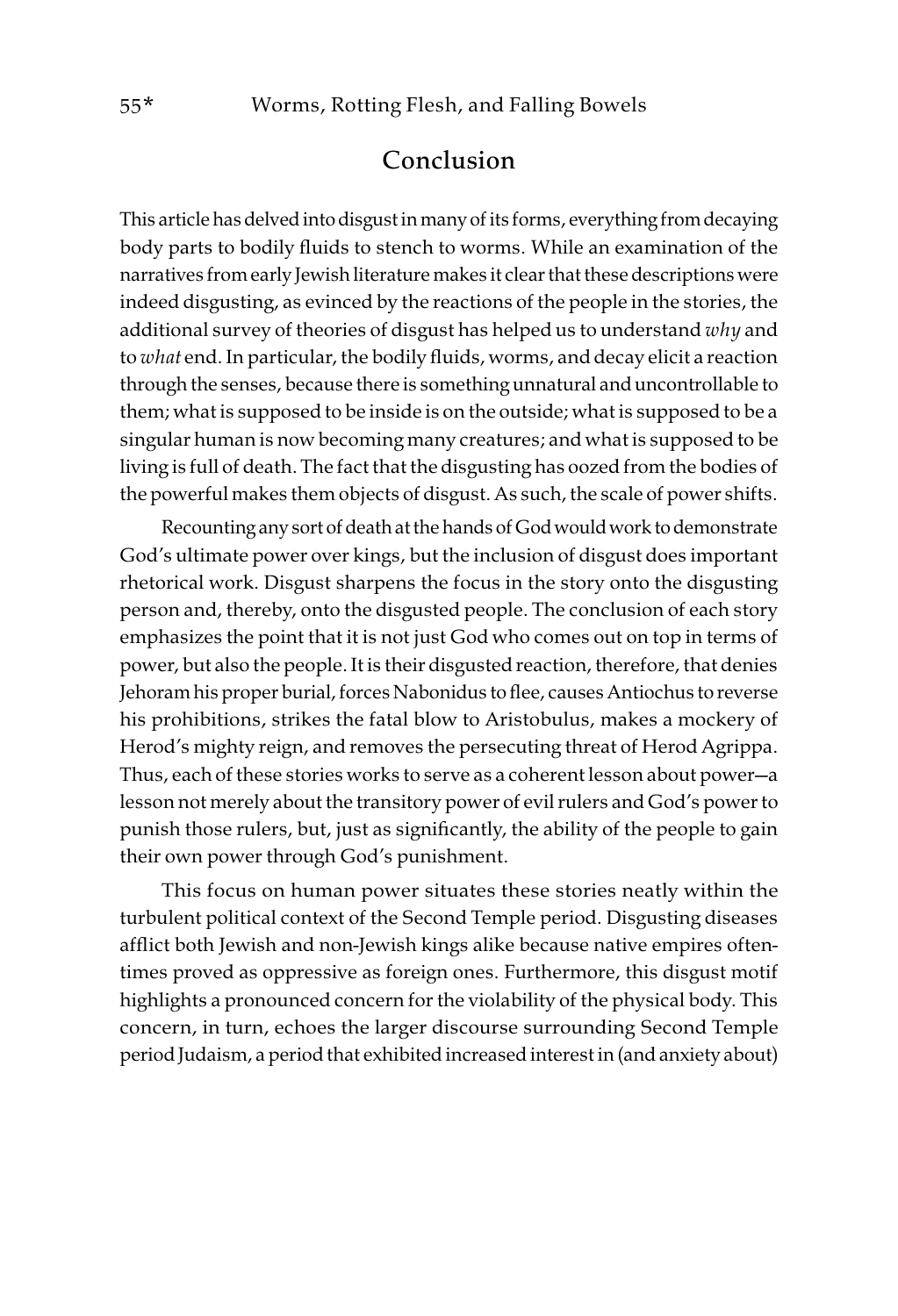## Conclusion

This article has delved into disgust in many of its forms, everything from decaying body parts to bodily fluids to stench to worms. While an examination of the narratives from early Jewish literature makes it clear that these descriptions were indeed disgusting, as evinced by the reactions of the people in the stories, the additional survey of theories of disgust has helped us to understand *why* and to *what* end. In particular, the bodily fluids, worms, and decay elicit a reaction through the senses, because there is something unnatural and uncontrollable to them; what is supposed to be inside is on the outside; what is supposed to be a singular human is now becoming many creatures; and what is supposed to be living is full of death. The fact that the disgusting has oozed from the bodies of the powerful makes them objects of disgust. As such, the scale of power shifts.

Recounting any sort of death at the hands of God would work to demonstrate God's ultimate power over kings, but the inclusion of disgust does important rhetorical work. Disgust sharpens the focus in the story onto the disgusting person and, thereby, onto the disgusted people. The conclusion of each story emphasizes the point that it is not just God who comes out on top in terms of power, but also the people. It is their disgusted reaction, therefore, that denies Jehoram his proper burial, forces Nabonidus to flee, causes Antiochus to reverse his prohibitions, strikes the fatal blow to Aristobulus, makes a mockery of Herod's mighty reign, and removes the persecuting threat of Herod Agrippa. Thus, each of these stories works to serve as a coherent lesson about power—a lesson not merely about the transitory power of evil rulers and God's power to punish those rulers, but, just as significantly, the ability of the people to gain their own power through God's punishment.

This focus on human power situates these stories neatly within the turbulent political context of the Second Temple period. Disgusting diseases afflict both Jewish and non-Jewish kings alike because native empires oftentimes proved as oppressive as foreign ones. Furthermore, this disgust motif highlights a pronounced concern for the violability of the physical body. This concern, in turn, echoes the larger discourse surrounding Second Temple period Judaism, a period that exhibited increased interest in (and anxiety about)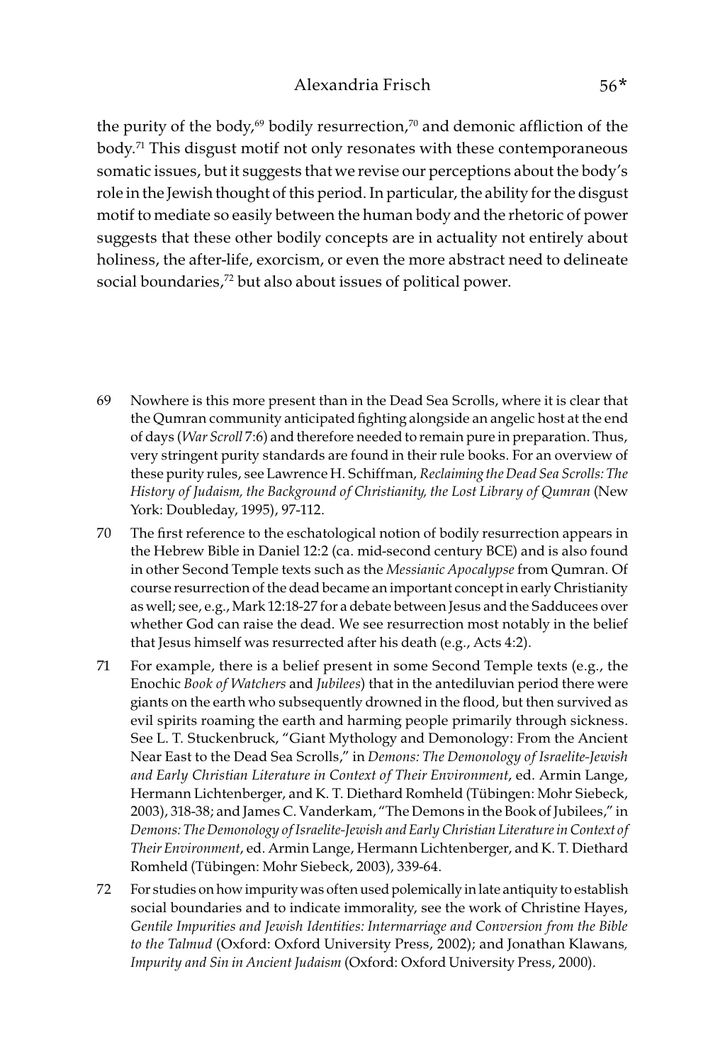the purity of the body,[69] bodily resurrection,[70] and demonic affliction of the body.[71] This disgust motif not only resonates with these contemporaneous somatic issues, but it suggests that we revise our perceptions about the body's role in the Jewish thought of this period. In particular, the ability for the disgust motif to mediate so easily between the human body and the rhetoric of power suggests that these other bodily concepts are in actuality not entirely about holiness, the after-life, exorcism, or even the more abstract need to delineate social boundaries,[72] but also about issues of political power.

69 Nowhere is this more present than in the Dead Sea Scrolls, where it is clear that the Qumran community anticipated fighting alongside an angelic host at the end of days (*War Scroll* 7:6) and therefore needed to remain pure in preparation. Thus, very stringent purity standards are found in their rule books. For an overview of these purity rules, see Lawrence H. Schiffman, *Reclaiming the Dead Sea Scrolls: The History of Judaism, the Background of Christianity, the Lost Library of Qumran* (New York: Doubleday, 1995), 97-112.

70 The first reference to the eschatological notion of bodily resurrection appears in the Hebrew Bible in Daniel 12:2 (ca. mid-second century BCE) and is also found in other Second Temple texts such as the *Messianic Apocalypse* from Qumran. Of course resurrection of the dead became an important concept in early Christianity as well; see, e.g., Mark 12:18-27 for a debate between Jesus and the Sadducees over whether God can raise the dead. We see resurrection most notably in the belief that Jesus himself was resurrected after his death (e.g., Acts 4:2).

71 For example, there is a belief present in some Second Temple texts (e.g., the Enochic *Book of Watchers* and *Jubilees*) that in the antediluvian period there were giants on the earth who subsequently drowned in the flood, but then survived as evil spirits roaming the earth and harming people primarily through sickness. See L. T. Stuckenbruck, "Giant Mythology and Demonology: From the Ancient Near East to the Dead Sea Scrolls," in *Demons: The Demonology of Israelite-Jewish and Early Christian Literature in Context of Their Environment*, ed. Armin Lange, Hermann Lichtenberger, and K. T. Diethard Romheld (Tübingen: Mohr Siebeck, 2003), 318-38; and James C. Vanderkam, "The Demons in the Book of Jubilees," in *Demons: The Demonology of Israelite-Jewish and Early Christian Literature in Context of Their Environment*, ed. Armin Lange, Hermann Lichtenberger, and K. T. Diethard Romheld (Tübingen: Mohr Siebeck, 2003), 339-64.

72 For studies on how impurity was often used polemically in late antiquity to establish social boundaries and to indicate immorality, see the work of Christine Hayes, *Gentile Impurities and Jewish Identities: Intermarriage and Conversion from the Bible to the Talmud* (Oxford: Oxford University Press, 2002); and Jonathan Klawans, *Impurity and Sin in Ancient Judaism* (Oxford: Oxford University Press, 2000).